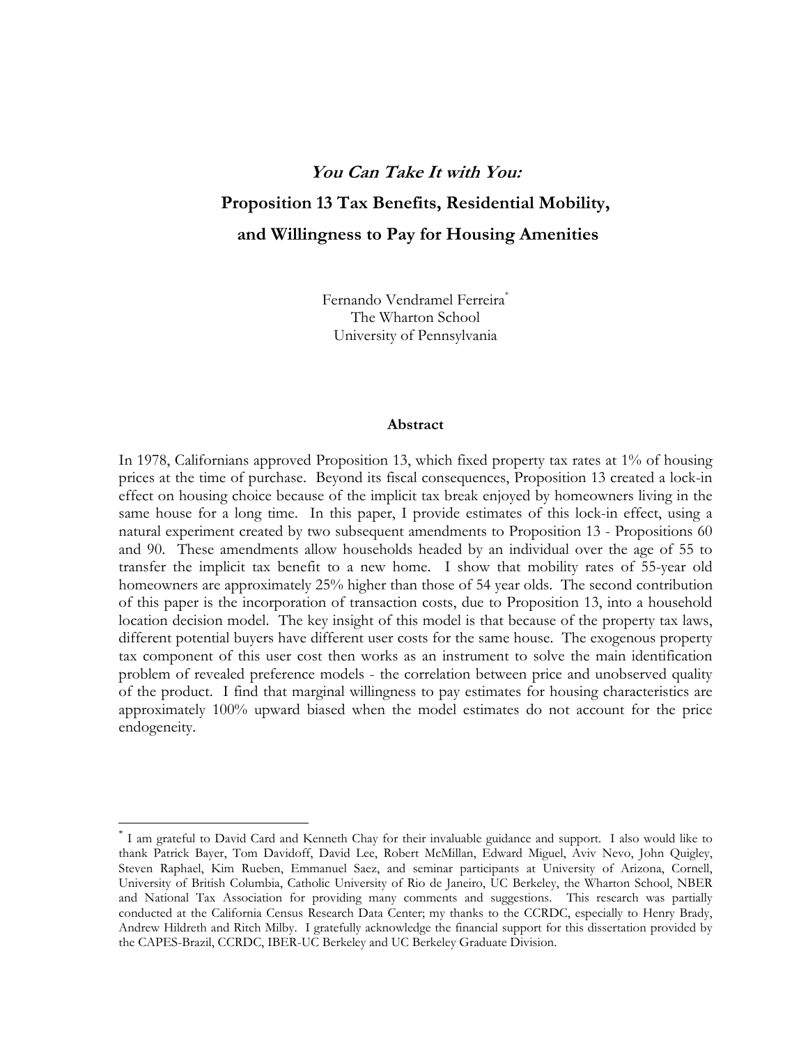# *You Can Take It with You:*
# Proposition 13 Tax Benefits, Residential Mobility, and Willingness to Pay for Housing Amenities

Fernando Vendramel Ferreira[*]
The Wharton School
University of Pennsylvania

## Abstract

In 1978, Californians approved Proposition 13, which fixed property tax rates at 1% of housing prices at the time of purchase. Beyond its fiscal consequences, Proposition 13 created a lock-in effect on housing choice because of the implicit tax break enjoyed by homeowners living in the same house for a long time. In this paper, I provide estimates of this lock-in effect, using a natural experiment created by two subsequent amendments to Proposition 13 - Propositions 60 and 90. These amendments allow households headed by an individual over the age of 55 to transfer the implicit tax benefit to a new home. I show that mobility rates of 55-year old homeowners are approximately 25% higher than those of 54 year olds. The second contribution of this paper is the incorporation of transaction costs, due to Proposition 13, into a household location decision model. The key insight of this model is that because of the property tax laws, different potential buyers have different user costs for the same house. The exogenous property tax component of this user cost then works as an instrument to solve the main identification problem of revealed preference models - the correlation between price and unobserved quality of the product. I find that marginal willingness to pay estimates for housing characteristics are approximately 100% upward biased when the model estimates do not account for the price endogeneity.

---

[*] I am grateful to David Card and Kenneth Chay for their invaluable guidance and support. I also would like to thank Patrick Bayer, Tom Davidoff, David Lee, Robert McMillan, Edward Miguel, Aviv Nevo, John Quigley, Steven Raphael, Kim Rueben, Emmanuel Saez, and seminar participants at University of Arizona, Cornell, University of British Columbia, Catholic University of Rio de Janeiro, UC Berkeley, the Wharton School, NBER and National Tax Association for providing many comments and suggestions. This research was partially conducted at the California Census Research Data Center; my thanks to the CCRDC, especially to Henry Brady, Andrew Hildreth and Ritch Milby. I gratefully acknowledge the financial support for this dissertation provided by the CAPES-Brazil, CCRDC, IBER-UC Berkeley and UC Berkeley Graduate Division.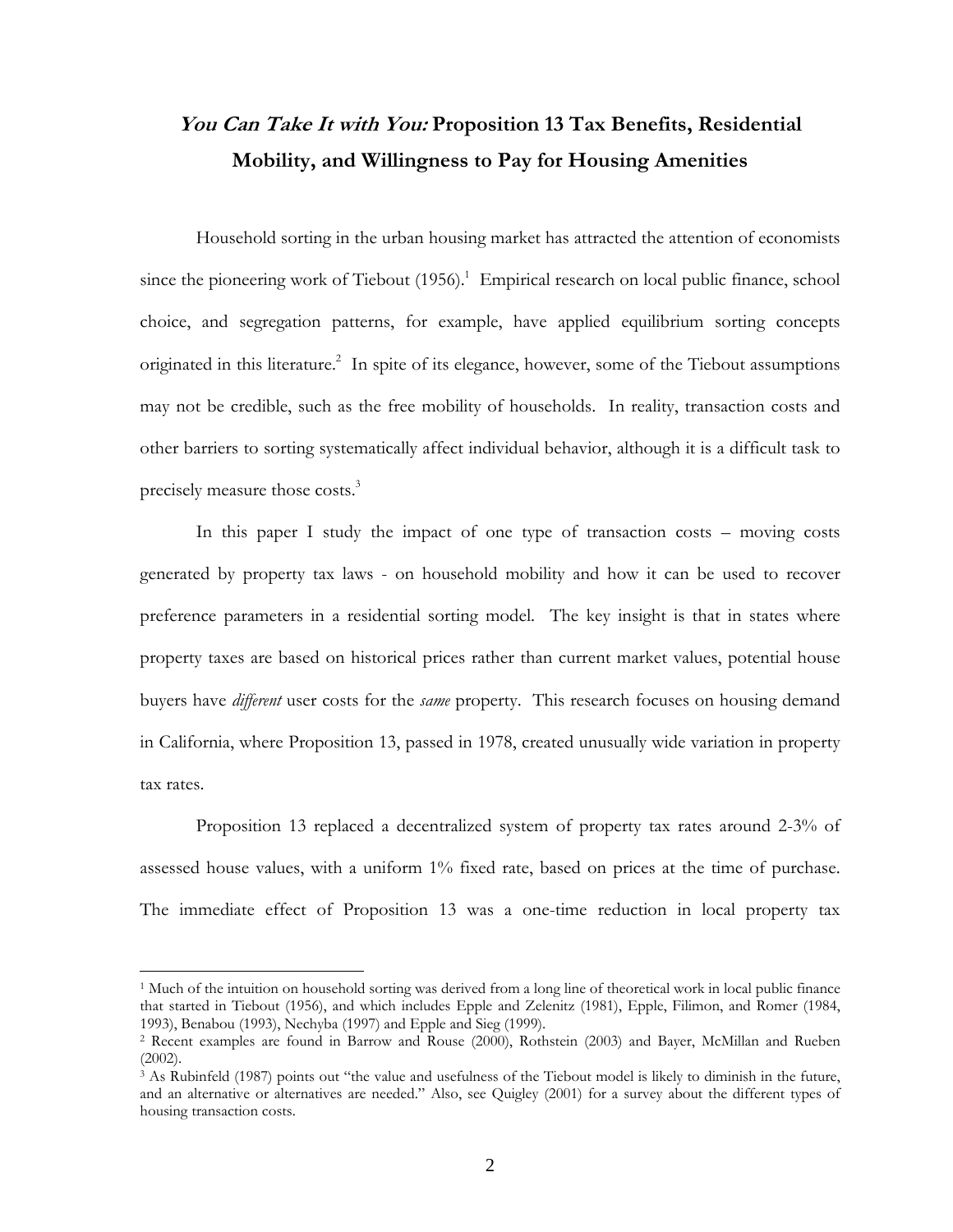# *You Can Take It with You:* Proposition 13 Tax Benefits, Residential Mobility, and Willingness to Pay for Housing Amenities

Household sorting in the urban housing market has attracted the attention of economists since the pioneering work of Tiebout (1956).[1] Empirical research on local public finance, school choice, and segregation patterns, for example, have applied equilibrium sorting concepts originated in this literature.[2] In spite of its elegance, however, some of the Tiebout assumptions may not be credible, such as the free mobility of households. In reality, transaction costs and other barriers to sorting systematically affect individual behavior, although it is a difficult task to precisely measure those costs.[3]

In this paper I study the impact of one type of transaction costs – moving costs generated by property tax laws - on household mobility and how it can be used to recover preference parameters in a residential sorting model. The key insight is that in states where property taxes are based on historical prices rather than current market values, potential house buyers have *different* user costs for the *same* property. This research focuses on housing demand in California, where Proposition 13, passed in 1978, created unusually wide variation in property tax rates.

Proposition 13 replaced a decentralized system of property tax rates around 2-3% of assessed house values, with a uniform 1% fixed rate, based on prices at the time of purchase. The immediate effect of Proposition 13 was a one-time reduction in local property tax

---

[1] Much of the intuition on household sorting was derived from a long line of theoretical work in local public finance that started in Tiebout (1956), and which includes Epple and Zelenitz (1981), Epple, Filimon, and Romer (1984, 1993), Benabou (1993), Nechyba (1997) and Epple and Sieg (1999).

[2] Recent examples are found in Barrow and Rouse (2000), Rothstein (2003) and Bayer, McMillan and Rueben (2002).

[3] As Rubinfeld (1987) points out "the value and usefulness of the Tiebout model is likely to diminish in the future, and an alternative or alternatives are needed." Also, see Quigley (2001) for a survey about the different types of housing transaction costs.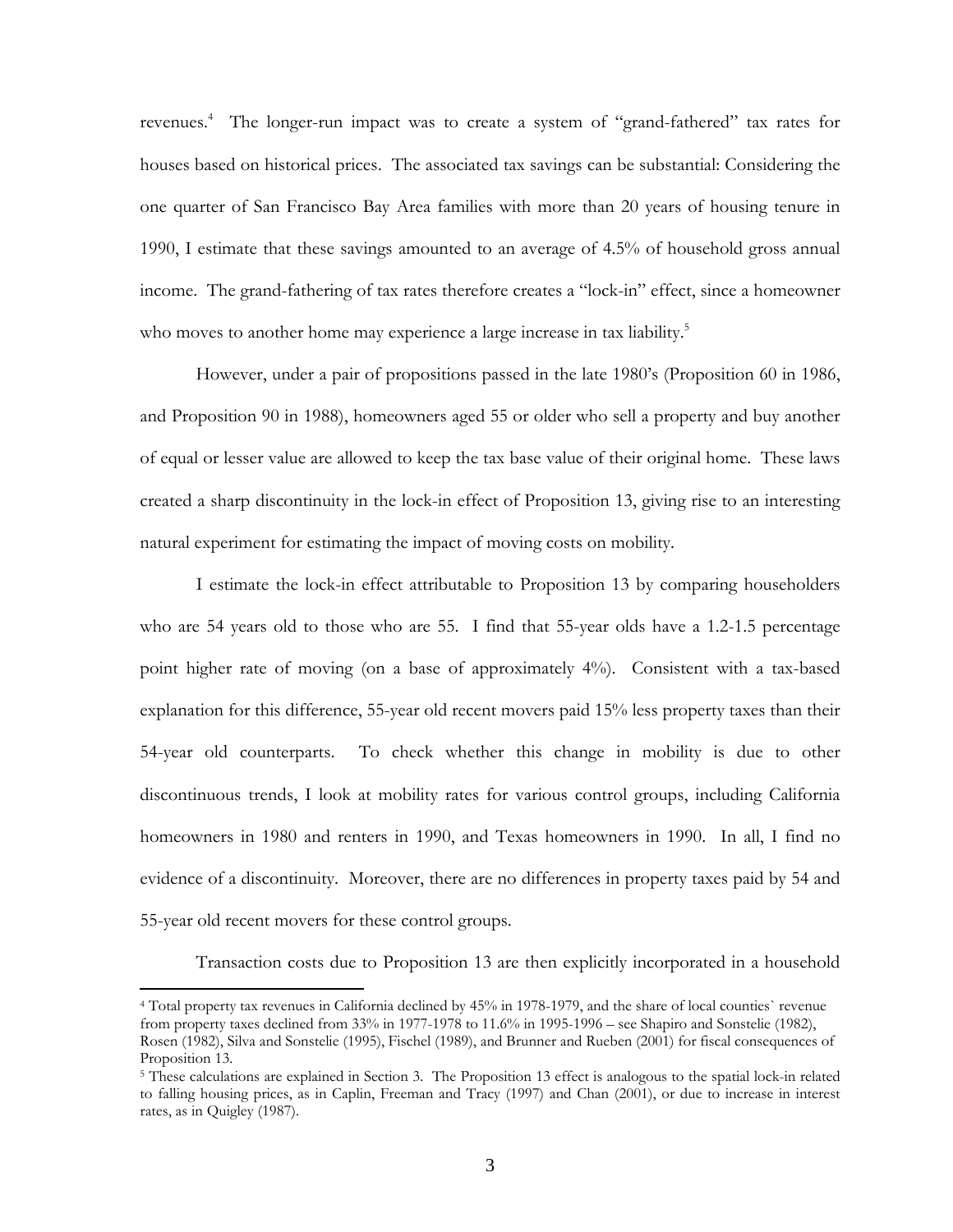revenues.[4] The longer-run impact was to create a system of "grand-fathered" tax rates for houses based on historical prices. The associated tax savings can be substantial: Considering the one quarter of San Francisco Bay Area families with more than 20 years of housing tenure in 1990, I estimate that these savings amounted to an average of 4.5% of household gross annual income. The grand-fathering of tax rates therefore creates a "lock-in" effect, since a homeowner who moves to another home may experience a large increase in tax liability.[5]

However, under a pair of propositions passed in the late 1980's (Proposition 60 in 1986, and Proposition 90 in 1988), homeowners aged 55 or older who sell a property and buy another of equal or lesser value are allowed to keep the tax base value of their original home. These laws created a sharp discontinuity in the lock-in effect of Proposition 13, giving rise to an interesting natural experiment for estimating the impact of moving costs on mobility.

I estimate the lock-in effect attributable to Proposition 13 by comparing householders who are 54 years old to those who are 55. I find that 55-year olds have a 1.2-1.5 percentage point higher rate of moving (on a base of approximately 4%). Consistent with a tax-based explanation for this difference, 55-year old recent movers paid 15% less property taxes than their 54-year old counterparts. To check whether this change in mobility is due to other discontinuous trends, I look at mobility rates for various control groups, including California homeowners in 1980 and renters in 1990, and Texas homeowners in 1990. In all, I find no evidence of a discontinuity. Moreover, there are no differences in property taxes paid by 54 and 55-year old recent movers for these control groups.

Transaction costs due to Proposition 13 are then explicitly incorporated in a household

---

[4] Total property tax revenues in California declined by 45% in 1978-1979, and the share of local counties` revenue from property taxes declined from 33% in 1977-1978 to 11.6% in 1995-1996 – see Shapiro and Sonstelie (1982), Rosen (1982), Silva and Sonstelie (1995), Fischel (1989), and Brunner and Rueben (2001) for fiscal consequences of Proposition 13.

[5] These calculations are explained in Section 3. The Proposition 13 effect is analogous to the spatial lock-in related to falling housing prices, as in Caplin, Freeman and Tracy (1997) and Chan (2001), or due to increase in interest rates, as in Quigley (1987).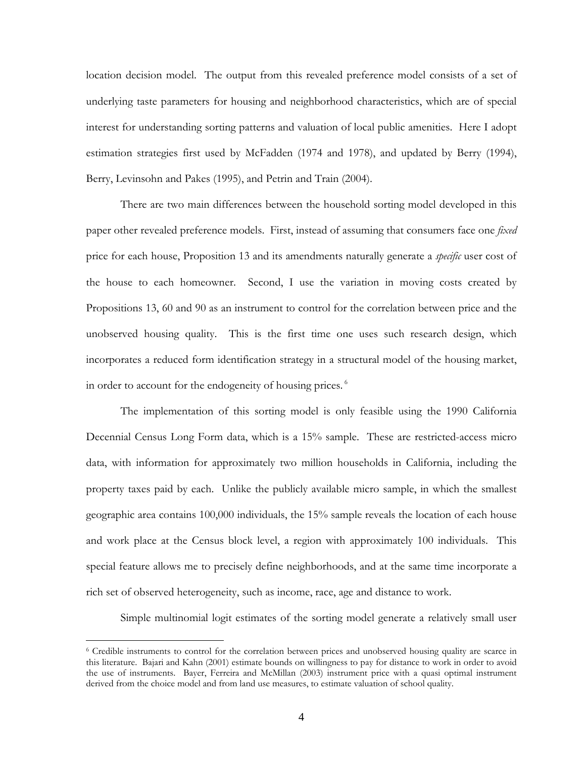location decision model. The output from this revealed preference model consists of a set of underlying taste parameters for housing and neighborhood characteristics, which are of special interest for understanding sorting patterns and valuation of local public amenities. Here I adopt estimation strategies first used by McFadden (1974 and 1978), and updated by Berry (1994), Berry, Levinsohn and Pakes (1995), and Petrin and Train (2004).

There are two main differences between the household sorting model developed in this paper other revealed preference models. First, instead of assuming that consumers face one *fixed* price for each house, Proposition 13 and its amendments naturally generate a *specific* user cost of the house to each homeowner. Second, I use the variation in moving costs created by Propositions 13, 60 and 90 as an instrument to control for the correlation between price and the unobserved housing quality. This is the first time one uses such research design, which incorporates a reduced form identification strategy in a structural model of the housing market, in order to account for the endogeneity of housing prices.[6]

The implementation of this sorting model is only feasible using the 1990 California Decennial Census Long Form data, which is a 15% sample. These are restricted-access micro data, with information for approximately two million households in California, including the property taxes paid by each. Unlike the publicly available micro sample, in which the smallest geographic area contains 100,000 individuals, the 15% sample reveals the location of each house and work place at the Census block level, a region with approximately 100 individuals. This special feature allows me to precisely define neighborhoods, and at the same time incorporate a rich set of observed heterogeneity, such as income, race, age and distance to work.

Simple multinomial logit estimates of the sorting model generate a relatively small user

---

[6] Credible instruments to control for the correlation between prices and unobserved housing quality are scarce in this literature. Bajari and Kahn (2001) estimate bounds on willingness to pay for distance to work in order to avoid the use of instruments. Bayer, Ferreira and McMillan (2003) instrument price with a quasi optimal instrument derived from the choice model and from land use measures, to estimate valuation of school quality.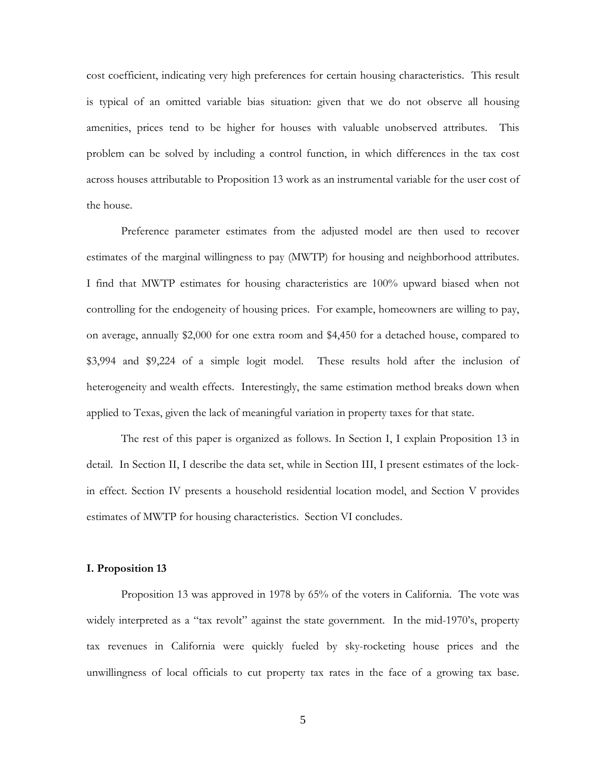cost coefficient, indicating very high preferences for certain housing characteristics. This result is typical of an omitted variable bias situation: given that we do not observe all housing amenities, prices tend to be higher for houses with valuable unobserved attributes. This problem can be solved by including a control function, in which differences in the tax cost across houses attributable to Proposition 13 work as an instrumental variable for the user cost of the house.

Preference parameter estimates from the adjusted model are then used to recover estimates of the marginal willingness to pay (MWTP) for housing and neighborhood attributes. I find that MWTP estimates for housing characteristics are 100% upward biased when not controlling for the endogeneity of housing prices. For example, homeowners are willing to pay, on average, annually $2,000 for one extra room and $4,450 for a detached house, compared to $3,994 and $9,224 of a simple logit model. These results hold after the inclusion of heterogeneity and wealth effects. Interestingly, the same estimation method breaks down when applied to Texas, given the lack of meaningful variation in property taxes for that state.

The rest of this paper is organized as follows. In Section I, I explain Proposition 13 in detail. In Section II, I describe the data set, while in Section III, I present estimates of the lock-in effect. Section IV presents a household residential location model, and Section V provides estimates of MWTP for housing characteristics. Section VI concludes.

## I. Proposition 13

Proposition 13 was approved in 1978 by 65% of the voters in California. The vote was widely interpreted as a "tax revolt" against the state government. In the mid-1970's, property tax revenues in California were quickly fueled by sky-rocketing house prices and the unwillingness of local officials to cut property tax rates in the face of a growing tax base.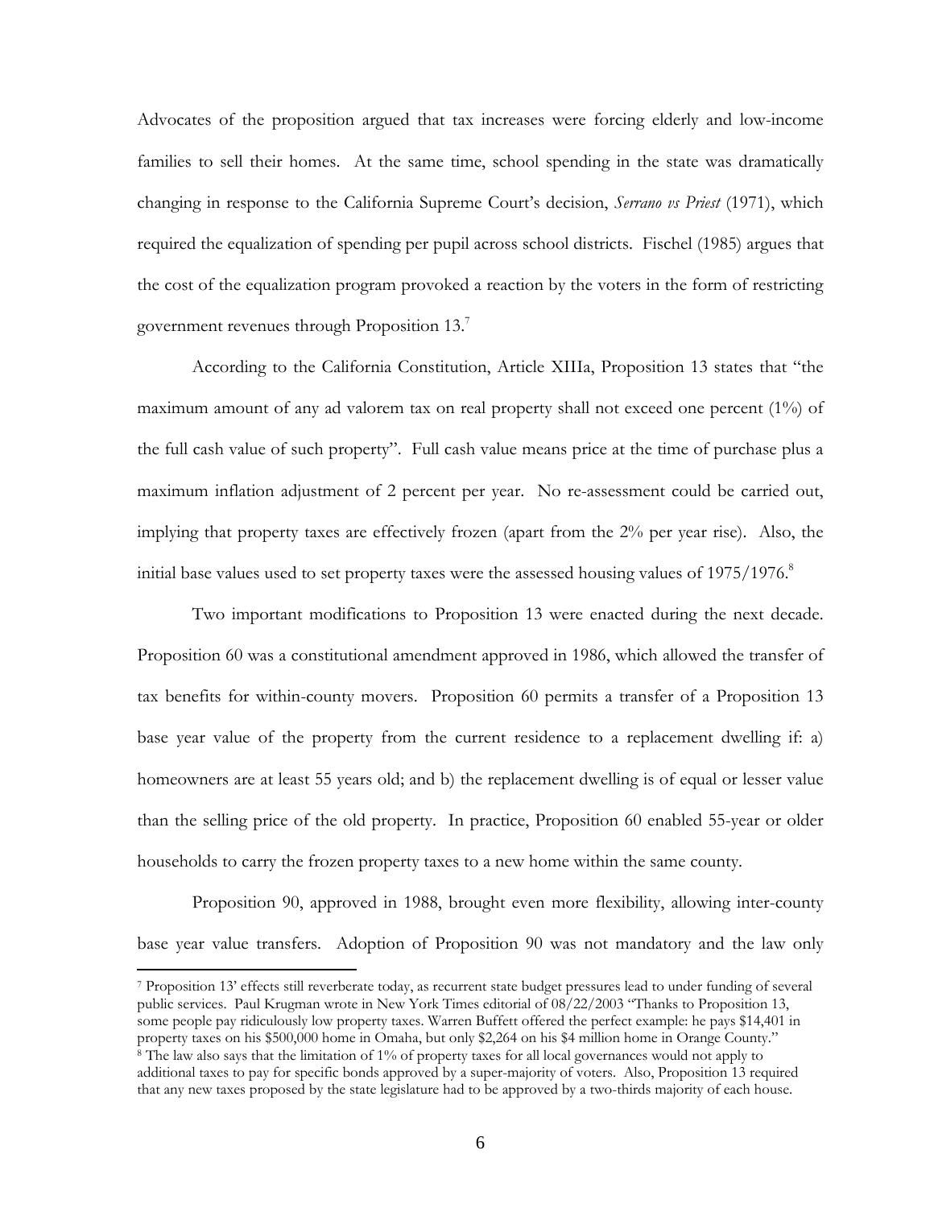Advocates of the proposition argued that tax increases were forcing elderly and low-income families to sell their homes. At the same time, school spending in the state was dramatically changing in response to the California Supreme Court's decision, *Serrano vs Priest* (1971), which required the equalization of spending per pupil across school districts. Fischel (1985) argues that the cost of the equalization program provoked a reaction by the voters in the form of restricting government revenues through Proposition 13.[7]

According to the California Constitution, Article XIIIa, Proposition 13 states that "the maximum amount of any ad valorem tax on real property shall not exceed one percent (1%) of the full cash value of such property". Full cash value means price at the time of purchase plus a maximum inflation adjustment of 2 percent per year. No re-assessment could be carried out, implying that property taxes are effectively frozen (apart from the 2% per year rise). Also, the initial base values used to set property taxes were the assessed housing values of 1975/1976.[8]

Two important modifications to Proposition 13 were enacted during the next decade. Proposition 60 was a constitutional amendment approved in 1986, which allowed the transfer of tax benefits for within-county movers. Proposition 60 permits a transfer of a Proposition 13 base year value of the property from the current residence to a replacement dwelling if: a) homeowners are at least 55 years old; and b) the replacement dwelling is of equal or lesser value than the selling price of the old property. In practice, Proposition 60 enabled 55-year or older households to carry the frozen property taxes to a new home within the same county.

Proposition 90, approved in 1988, brought even more flexibility, allowing inter-county base year value transfers. Adoption of Proposition 90 was not mandatory and the law only

---

[7] Proposition 13' effects still reverberate today, as recurrent state budget pressures lead to under funding of several public services. Paul Krugman wrote in New York Times editorial of 08/22/2003 "Thanks to Proposition 13, some people pay ridiculously low property taxes. Warren Buffett offered the perfect example: he pays $14,401 in property taxes on his $500,000 home in Omaha, but only $2,264 on his $4 million home in Orange County."

[8] The law also says that the limitation of 1% of property taxes for all local governances would not apply to additional taxes to pay for specific bonds approved by a super-majority of voters. Also, Proposition 13 required that any new taxes proposed by the state legislature had to be approved by a two-thirds majority of each house.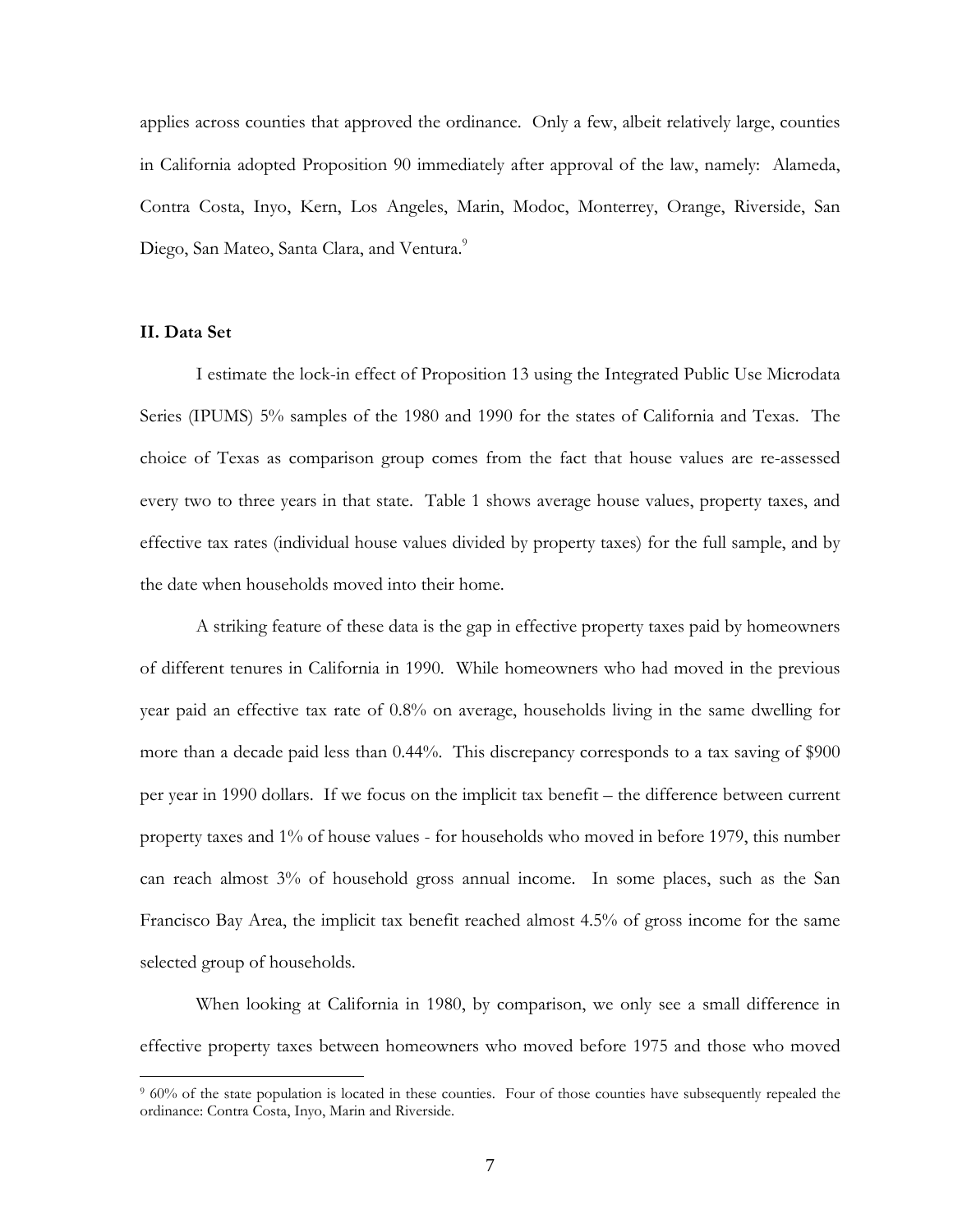applies across counties that approved the ordinance. Only a few, albeit relatively large, counties in California adopted Proposition 90 immediately after approval of the law, namely: Alameda, Contra Costa, Inyo, Kern, Los Angeles, Marin, Modoc, Monterrey, Orange, Riverside, San Diego, San Mateo, Santa Clara, and Ventura.[9]

## II. Data Set

I estimate the lock-in effect of Proposition 13 using the Integrated Public Use Microdata Series (IPUMS) 5% samples of the 1980 and 1990 for the states of California and Texas. The choice of Texas as comparison group comes from the fact that house values are re-assessed every two to three years in that state. Table 1 shows average house values, property taxes, and effective tax rates (individual house values divided by property taxes) for the full sample, and by the date when households moved into their home.

A striking feature of these data is the gap in effective property taxes paid by homeowners of different tenures in California in 1990. While homeowners who had moved in the previous year paid an effective tax rate of 0.8% on average, households living in the same dwelling for more than a decade paid less than 0.44%. This discrepancy corresponds to a tax saving of $900 per year in 1990 dollars. If we focus on the implicit tax benefit – the difference between current property taxes and 1% of house values - for households who moved in before 1979, this number can reach almost 3% of household gross annual income. In some places, such as the San Francisco Bay Area, the implicit tax benefit reached almost 4.5% of gross income for the same selected group of households.

When looking at California in 1980, by comparison, we only see a small difference in effective property taxes between homeowners who moved before 1975 and those who moved

[9] 60% of the state population is located in these counties. Four of those counties have subsequently repealed the ordinance: Contra Costa, Inyo, Marin and Riverside.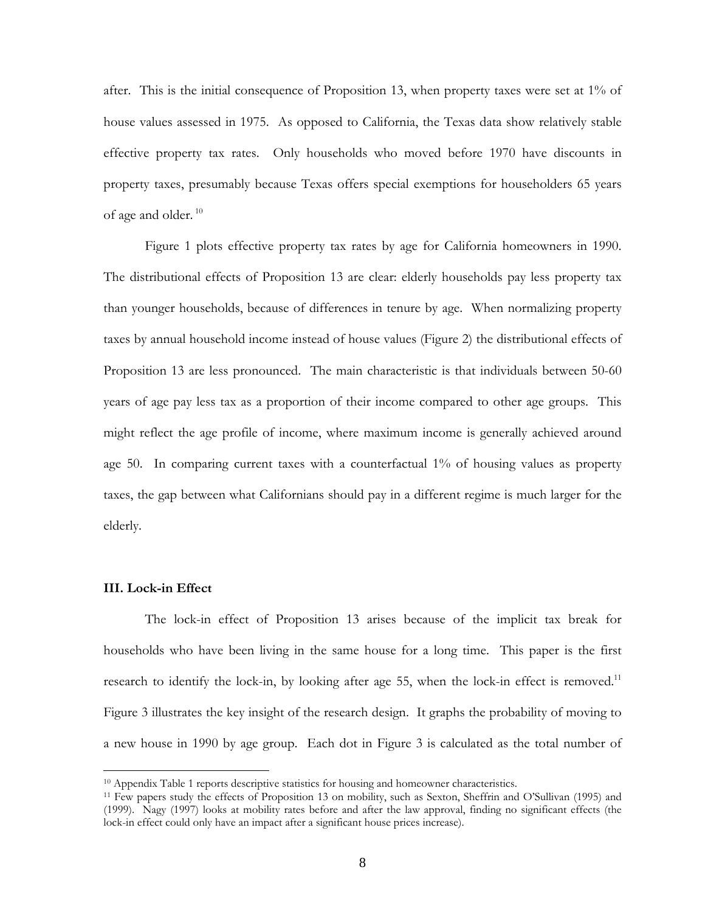after. This is the initial consequence of Proposition 13, when property taxes were set at 1% of house values assessed in 1975. As opposed to California, the Texas data show relatively stable effective property tax rates. Only households who moved before 1970 have discounts in property taxes, presumably because Texas offers special exemptions for householders 65 years of age and older. [10]

Figure 1 plots effective property tax rates by age for California homeowners in 1990. The distributional effects of Proposition 13 are clear: elderly households pay less property tax than younger households, because of differences in tenure by age. When normalizing property taxes by annual household income instead of house values (Figure 2) the distributional effects of Proposition 13 are less pronounced. The main characteristic is that individuals between 50-60 years of age pay less tax as a proportion of their income compared to other age groups. This might reflect the age profile of income, where maximum income is generally achieved around age 50. In comparing current taxes with a counterfactual 1% of housing values as property taxes, the gap between what Californians should pay in a different regime is much larger for the elderly.

### III. Lock-in Effect

The lock-in effect of Proposition 13 arises because of the implicit tax break for households who have been living in the same house for a long time. This paper is the first research to identify the lock-in, by looking after age 55, when the lock-in effect is removed.[11] Figure 3 illustrates the key insight of the research design. It graphs the probability of moving to a new house in 1990 by age group. Each dot in Figure 3 is calculated as the total number of

---

[10] Appendix Table 1 reports descriptive statistics for housing and homeowner characteristics.

[11] Few papers study the effects of Proposition 13 on mobility, such as Sexton, Sheffrin and O'Sullivan (1995) and (1999). Nagy (1997) looks at mobility rates before and after the law approval, finding no significant effects (the lock-in effect could only have an impact after a significant house prices increase).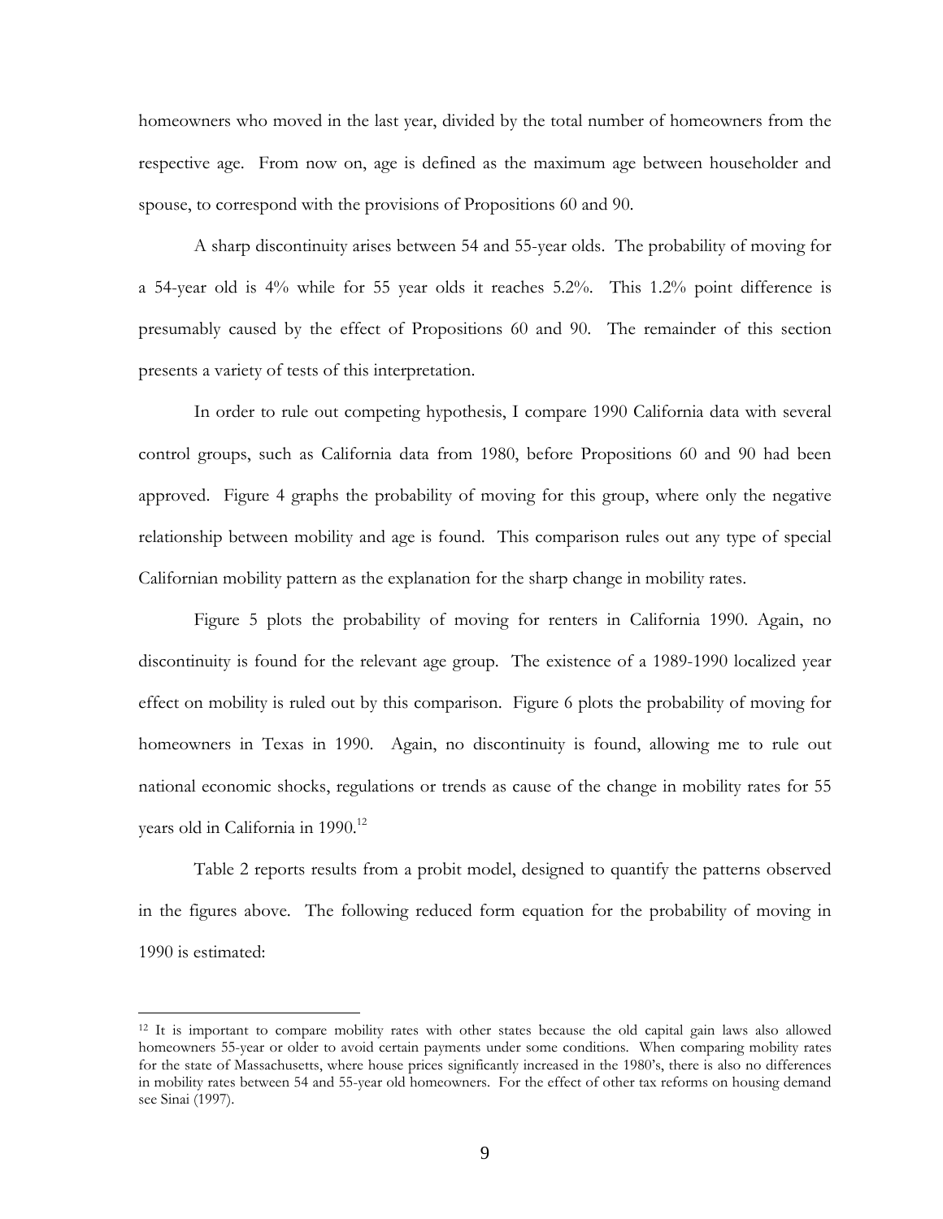homeowners who moved in the last year, divided by the total number of homeowners from the respective age. From now on, age is defined as the maximum age between householder and spouse, to correspond with the provisions of Propositions 60 and 90.

A sharp discontinuity arises between 54 and 55-year olds. The probability of moving for a 54-year old is 4% while for 55 year olds it reaches 5.2%. This 1.2% point difference is presumably caused by the effect of Propositions 60 and 90. The remainder of this section presents a variety of tests of this interpretation.

In order to rule out competing hypothesis, I compare 1990 California data with several control groups, such as California data from 1980, before Propositions 60 and 90 had been approved. Figure 4 graphs the probability of moving for this group, where only the negative relationship between mobility and age is found. This comparison rules out any type of special Californian mobility pattern as the explanation for the sharp change in mobility rates.

Figure 5 plots the probability of moving for renters in California 1990. Again, no discontinuity is found for the relevant age group. The existence of a 1989-1990 localized year effect on mobility is ruled out by this comparison. Figure 6 plots the probability of moving for homeowners in Texas in 1990. Again, no discontinuity is found, allowing me to rule out national economic shocks, regulations or trends as cause of the change in mobility rates for 55 years old in California in 1990.[12]

Table 2 reports results from a probit model, designed to quantify the patterns observed in the figures above. The following reduced form equation for the probability of moving in 1990 is estimated:

---

[12] It is important to compare mobility rates with other states because the old capital gain laws also allowed homeowners 55-year or older to avoid certain payments under some conditions. When comparing mobility rates for the state of Massachusetts, where house prices significantly increased in the 1980's, there is also no differences in mobility rates between 54 and 55-year old homeowners. For the effect of other tax reforms on housing demand see Sinai (1997).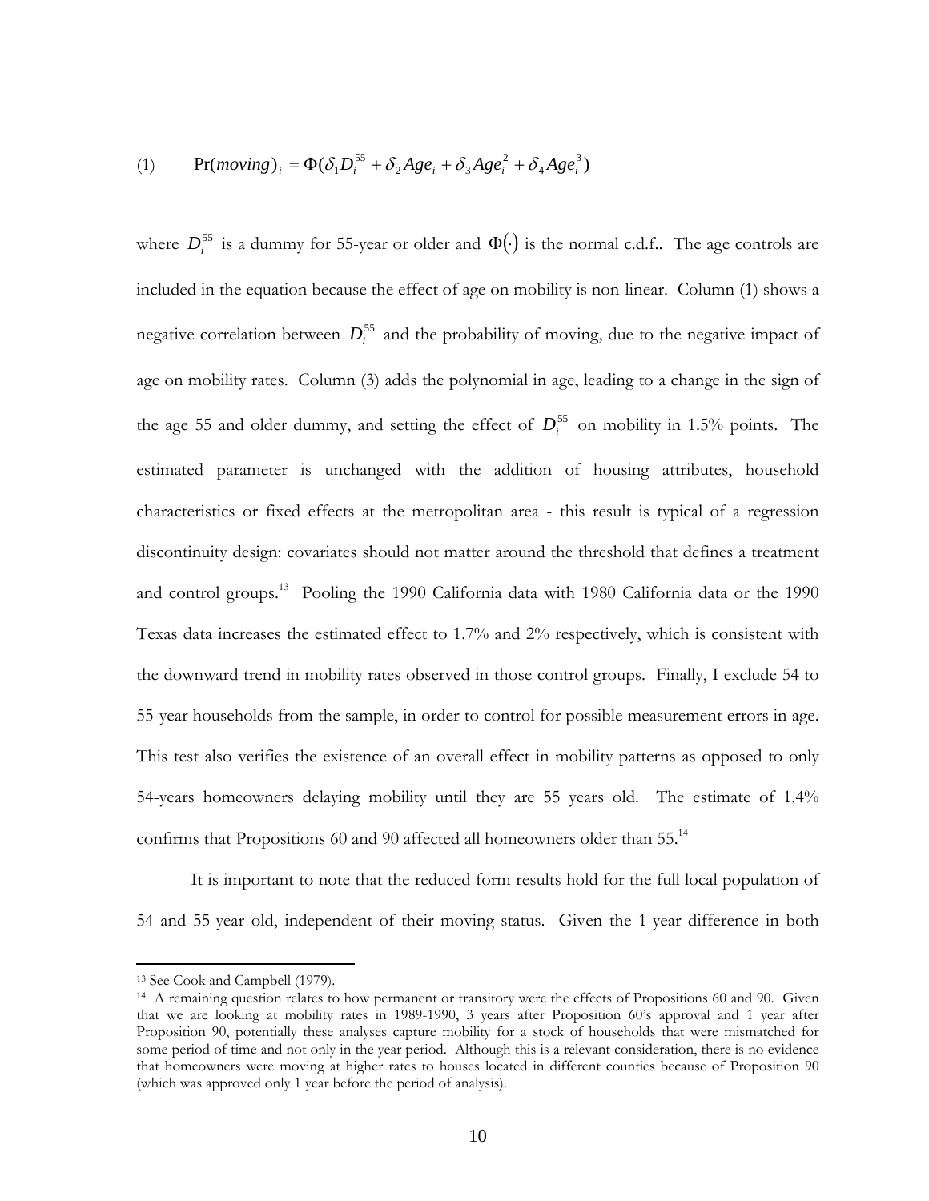$$(1) \qquad \Pr(moving)_i = \Phi(\delta_1 D_i^{55} + \delta_2 Age_i + \delta_3 Age_i^2 + \delta_4 Age_i^3)$$

where $D_i^{55}$ is a dummy for 55-year or older and $\Phi(\cdot)$ is the normal c.d.f.. The age controls are included in the equation because the effect of age on mobility is non-linear. Column (1) shows a negative correlation between $D_i^{55}$ and the probability of moving, due to the negative impact of age on mobility rates. Column (3) adds the polynomial in age, leading to a change in the sign of the age 55 and older dummy, and setting the effect of $D_i^{55}$ on mobility in 1.5% points. The estimated parameter is unchanged with the addition of housing attributes, household characteristics or fixed effects at the metropolitan area - this result is typical of a regression discontinuity design: covariates should not matter around the threshold that defines a treatment and control groups.[13] Pooling the 1990 California data with 1980 California data or the 1990 Texas data increases the estimated effect to 1.7% and 2% respectively, which is consistent with the downward trend in mobility rates observed in those control groups. Finally, I exclude 54 to 55-year households from the sample, in order to control for possible measurement errors in age. This test also verifies the existence of an overall effect in mobility patterns as opposed to only 54-years homeowners delaying mobility until they are 55 years old. The estimate of 1.4% confirms that Propositions 60 and 90 affected all homeowners older than 55.[14]

It is important to note that the reduced form results hold for the full local population of 54 and 55-year old, independent of their moving status. Given the 1-year difference in both

---

[13] See Cook and Campbell (1979).

[14] A remaining question relates to how permanent or transitory were the effects of Propositions 60 and 90. Given that we are looking at mobility rates in 1989-1990, 3 years after Proposition 60's approval and 1 year after Proposition 90, potentially these analyses capture mobility for a stock of households that were mismatched for some period of time and not only in the year period. Although this is a relevant consideration, there is no evidence that homeowners were moving at higher rates to houses located in different counties because of Proposition 90 (which was approved only 1 year before the period of analysis).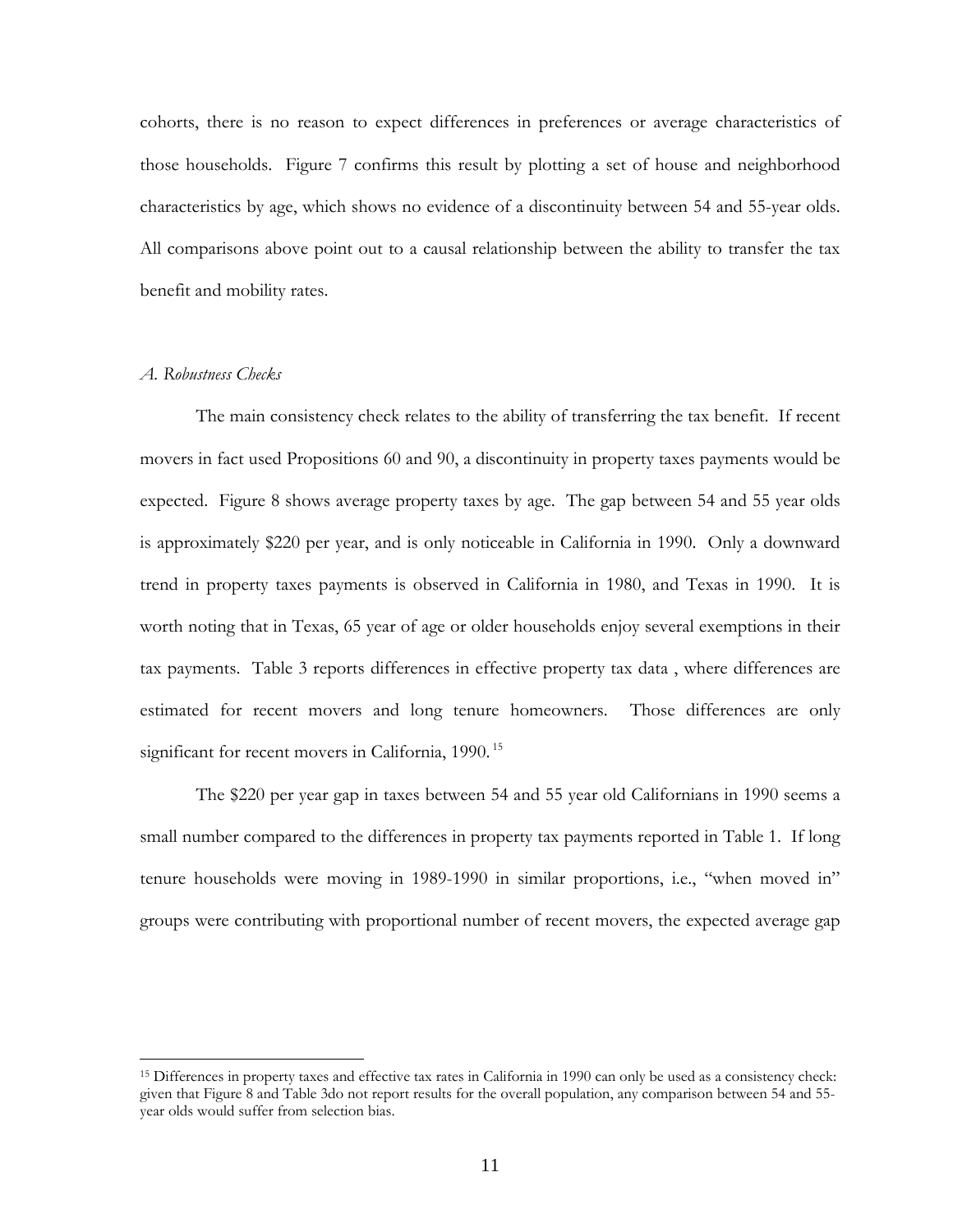cohorts, there is no reason to expect differences in preferences or average characteristics of those households. Figure 7 confirms this result by plotting a set of house and neighborhood characteristics by age, which shows no evidence of a discontinuity between 54 and 55-year olds. All comparisons above point out to a causal relationship between the ability to transfer the tax benefit and mobility rates.

*A. Robustness Checks*

The main consistency check relates to the ability of transferring the tax benefit. If recent movers in fact used Propositions 60 and 90, a discontinuity in property taxes payments would be expected. Figure 8 shows average property taxes by age. The gap between 54 and 55 year olds is approximately \$220 per year, and is only noticeable in California in 1990. Only a downward trend in property taxes payments is observed in California in 1980, and Texas in 1990. It is worth noting that in Texas, 65 year of age or older households enjoy several exemptions in their tax payments. Table 3 reports differences in effective property tax data , where differences are estimated for recent movers and long tenure homeowners. Those differences are only significant for recent movers in California, 1990.[15]

The \$220 per year gap in taxes between 54 and 55 year old Californians in 1990 seems a small number compared to the differences in property tax payments reported in Table 1. If long tenure households were moving in 1989-1990 in similar proportions, i.e., "when moved in" groups were contributing with proportional number of recent movers, the expected average gap

[15] Differences in property taxes and effective tax rates in California in 1990 can only be used as a consistency check: given that Figure 8 and Table 3do not report results for the overall population, any comparison between 54 and 55-year olds would suffer from selection bias.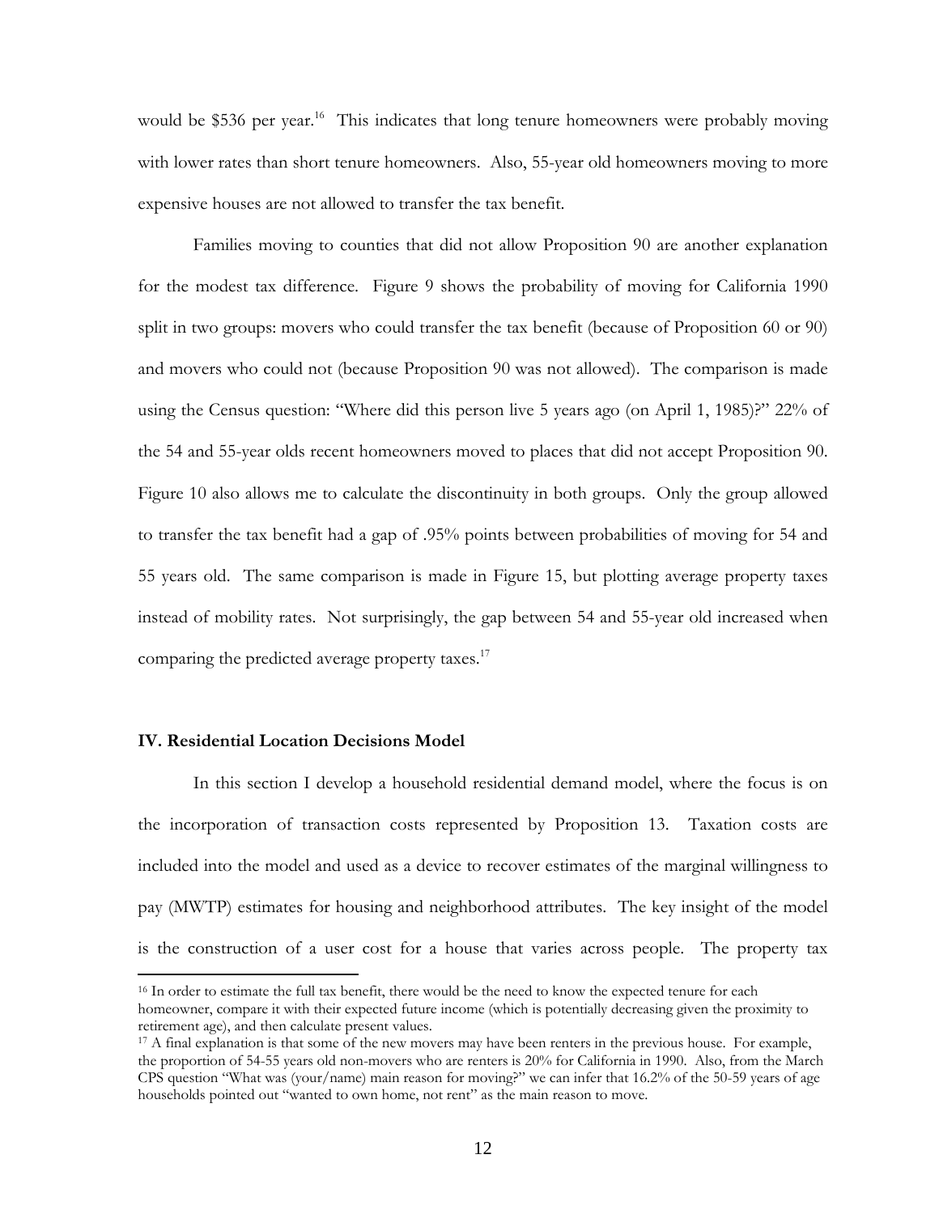would be $536 per year.[16] This indicates that long tenure homeowners were probably moving with lower rates than short tenure homeowners. Also, 55-year old homeowners moving to more expensive houses are not allowed to transfer the tax benefit.

Families moving to counties that did not allow Proposition 90 are another explanation for the modest tax difference. Figure 9 shows the probability of moving for California 1990 split in two groups: movers who could transfer the tax benefit (because of Proposition 60 or 90) and movers who could not (because Proposition 90 was not allowed). The comparison is made using the Census question: "Where did this person live 5 years ago (on April 1, 1985)?" 22% of the 54 and 55-year olds recent homeowners moved to places that did not accept Proposition 90. Figure 10 also allows me to calculate the discontinuity in both groups. Only the group allowed to transfer the tax benefit had a gap of .95% points between probabilities of moving for 54 and 55 years old. The same comparison is made in Figure 15, but plotting average property taxes instead of mobility rates. Not surprisingly, the gap between 54 and 55-year old increased when comparing the predicted average property taxes.[17]

## IV. Residential Location Decisions Model

In this section I develop a household residential demand model, where the focus is on the incorporation of transaction costs represented by Proposition 13. Taxation costs are included into the model and used as a device to recover estimates of the marginal willingness to pay (MWTP) estimates for housing and neighborhood attributes. The key insight of the model is the construction of a user cost for a house that varies across people. The property tax

[16] In order to estimate the full tax benefit, there would be the need to know the expected tenure for each homeowner, compare it with their expected future income (which is potentially decreasing given the proximity to retirement age), and then calculate present values.

[17] A final explanation is that some of the new movers may have been renters in the previous house. For example, the proportion of 54-55 years old non-movers who are renters is 20% for California in 1990. Also, from the March CPS question "What was (your/name) main reason for moving?" we can infer that 16.2% of the 50-59 years of age households pointed out "wanted to own home, not rent" as the main reason to move.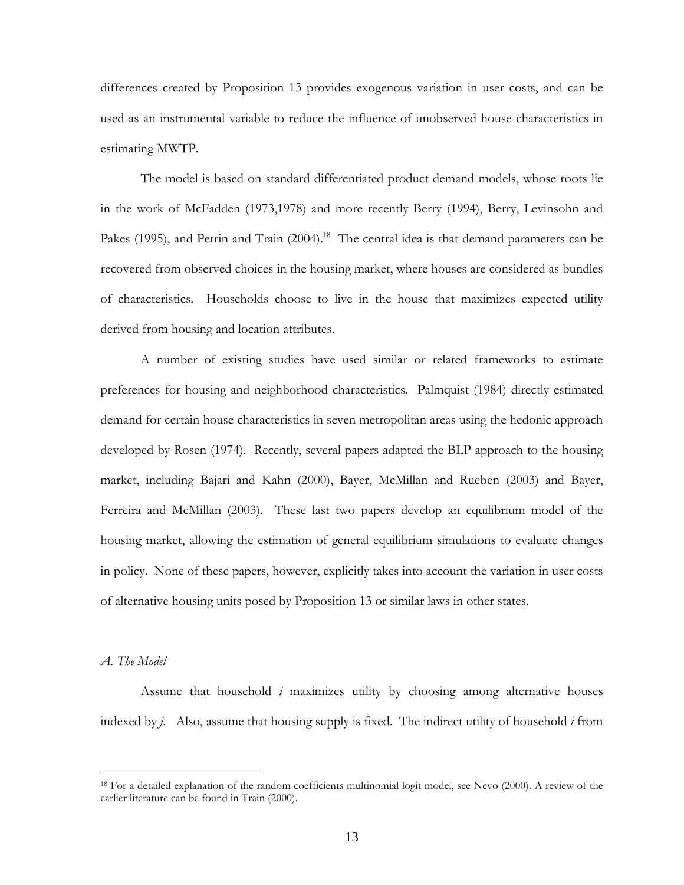differences created by Proposition 13 provides exogenous variation in user costs, and can be used as an instrumental variable to reduce the influence of unobserved house characteristics in estimating MWTP.

The model is based on standard differentiated product demand models, whose roots lie in the work of McFadden (1973,1978) and more recently Berry (1994), Berry, Levinsohn and Pakes (1995), and Petrin and Train (2004).[18] The central idea is that demand parameters can be recovered from observed choices in the housing market, where houses are considered as bundles of characteristics. Households choose to live in the house that maximizes expected utility derived from housing and location attributes.

A number of existing studies have used similar or related frameworks to estimate preferences for housing and neighborhood characteristics. Palmquist (1984) directly estimated demand for certain house characteristics in seven metropolitan areas using the hedonic approach developed by Rosen (1974). Recently, several papers adapted the BLP approach to the housing market, including Bajari and Kahn (2000), Bayer, McMillan and Rueben (2003) and Bayer, Ferreira and McMillan (2003). These last two papers develop an equilibrium model of the housing market, allowing the estimation of general equilibrium simulations to evaluate changes in policy. None of these papers, however, explicitly takes into account the variation in user costs of alternative housing units posed by Proposition 13 or similar laws in other states.

*A. The Model*

Assume that household $i$ maximizes utility by choosing among alternative houses indexed by $j$. Also, assume that housing supply is fixed. The indirect utility of household $i$ from

[18] For a detailed explanation of the random coefficients multinomial logit model, see Nevo (2000). A review of the earlier literature can be found in Train (2000).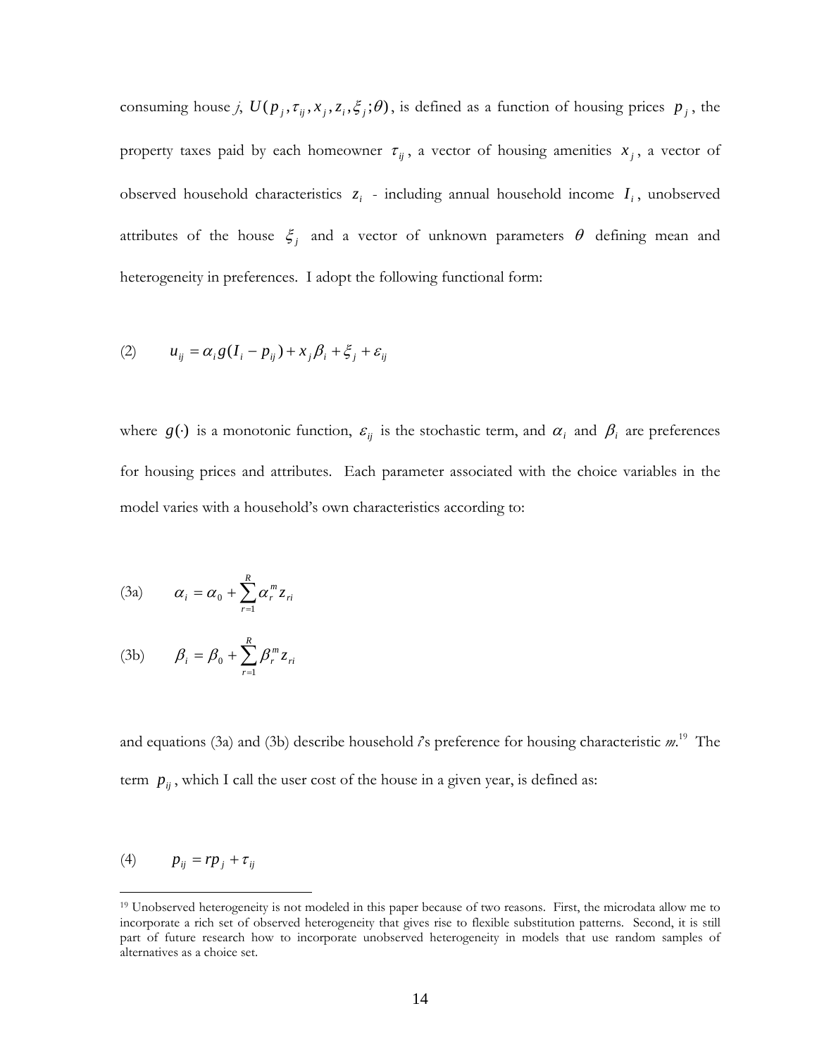consuming house *j*, $U(p_j, \tau_{ij}, x_j, z_i, \xi_j; \theta)$, is defined as a function of housing prices $p_j$, the property taxes paid by each homeowner $\tau_{ij}$, a vector of housing amenities $x_j$, a vector of observed household characteristics $z_i$ - including annual household income $I_i$, unobserved attributes of the house $\xi_j$ and a vector of unknown parameters $\theta$ defining mean and heterogeneity in preferences. I adopt the following functional form:

$$(2) \qquad u_{ij} = \alpha_i g(I_i - p_{ij}) + x_j \beta_i + \xi_j + \varepsilon_{ij}$$

where $g(\cdot)$ is a monotonic function, $\varepsilon_{ij}$ is the stochastic term, and $\alpha_i$ and $\beta_i$ are preferences for housing prices and attributes. Each parameter associated with the choice variables in the model varies with a household's own characteristics according to:

$$(3a) \qquad \alpha_i = \alpha_0 + \sum_{r=1}^{R} \alpha_r^m z_{ri}$$

$$(3b) \qquad \beta_i = \beta_0 + \sum_{r=1}^{R} \beta_r^m z_{ri}$$

and equations (3a) and (3b) describe household *i*'s preference for housing characteristic *m*.[19] The term $p_{ij}$, which I call the user cost of the house in a given year, is defined as:

$$(4) \qquad p_{ij} = rp_j + \tau_{ij}$$

[19] Unobserved heterogeneity is not modeled in this paper because of two reasons. First, the microdata allow me to incorporate a rich set of observed heterogeneity that gives rise to flexible substitution patterns. Second, it is still part of future research how to incorporate unobserved heterogeneity in models that use random samples of alternatives as a choice set.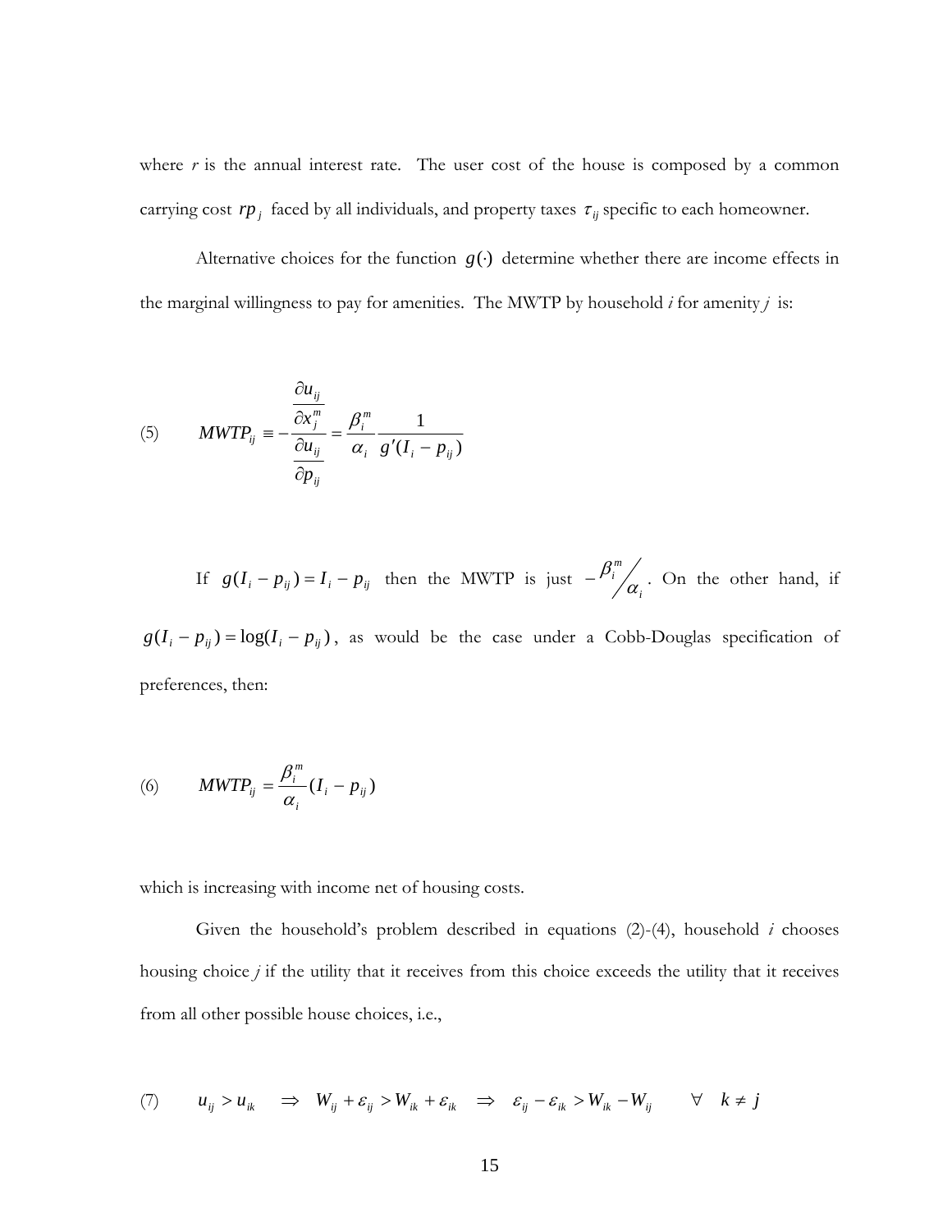where $r$ is the annual interest rate. The user cost of the house is composed by a common carrying cost $rp_j$ faced by all individuals, and property taxes $\tau_{ij}$ specific to each homeowner.

Alternative choices for the function $g(\cdot)$ determine whether there are income effects in the marginal willingness to pay for amenities. The MWTP by household *i* for amenity *j* is:

$$(5) \qquad MWTP_{ij} \equiv -\frac{\dfrac{\partial u_{ij}}{\partial x_j^m}}{\dfrac{\partial u_{ij}}{\partial p_{ij}}} = \frac{\beta_i^m}{\alpha_i} \frac{1}{g'(I_i - p_{ij})}$$

If $g(I_i - p_{ij}) = I_i - p_{ij}$ then the MWTP is just $-\beta_i^m \big/ \alpha_i$. On the other hand, if $g(I_i - p_{ij}) = \log(I_i - p_{ij})$, as would be the case under a Cobb-Douglas specification of preferences, then:

$$(6) \qquad MWTP_{ij} = \frac{\beta_i^m}{\alpha_i}(I_i - p_{ij})$$

which is increasing with income net of housing costs.

Given the household's problem described in equations (2)-(4), household $i$ chooses housing choice *j* if the utility that it receives from this choice exceeds the utility that it receives from all other possible house choices, i.e.,

$$(7) \qquad u_{ij} > u_{ik} \quad \Rightarrow \quad W_{ij} + \varepsilon_{ij} > W_{ik} + \varepsilon_{ik} \quad \Rightarrow \quad \varepsilon_{ij} - \varepsilon_{ik} > W_{ik} - W_{ij} \qquad \forall \quad k \neq j$$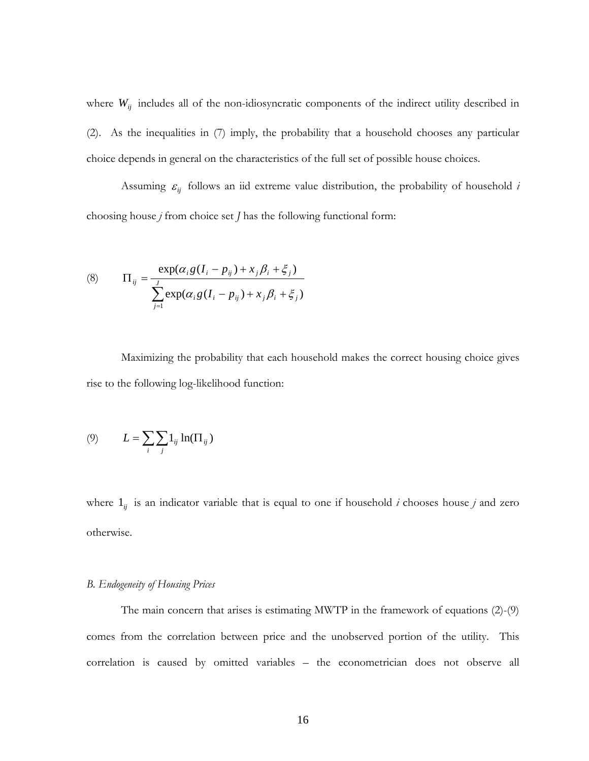where $W_{ij}$ includes all of the non-idiosyncratic components of the indirect utility described in (2). As the inequalities in (7) imply, the probability that a household chooses any particular choice depends in general on the characteristics of the full set of possible house choices.

Assuming $\varepsilon_{ij}$ follows an iid extreme value distribution, the probability of household *i* choosing house *j* from choice set *J* has the following functional form:

$$(8) \qquad \Pi_{ij} = \frac{\exp(\alpha_i g(I_i - p_{ij}) + x_j \beta_i + \xi_j)}{\sum_{j=1}^{J} \exp(\alpha_i g(I_i - p_{ij}) + x_j \beta_i + \xi_j)}$$

Maximizing the probability that each household makes the correct housing choice gives rise to the following log-likelihood function:

$$(9) \qquad L = \sum_i \sum_j 1_{ij} \ln(\Pi_{ij})$$

where $1_{ij}$ is an indicator variable that is equal to one if household *i* chooses house *j* and zero otherwise.

*B. Endogeneity of Housing Prices*

The main concern that arises is estimating MWTP in the framework of equations (2)-(9) comes from the correlation between price and the unobserved portion of the utility. This correlation is caused by omitted variables – the econometrician does not observe all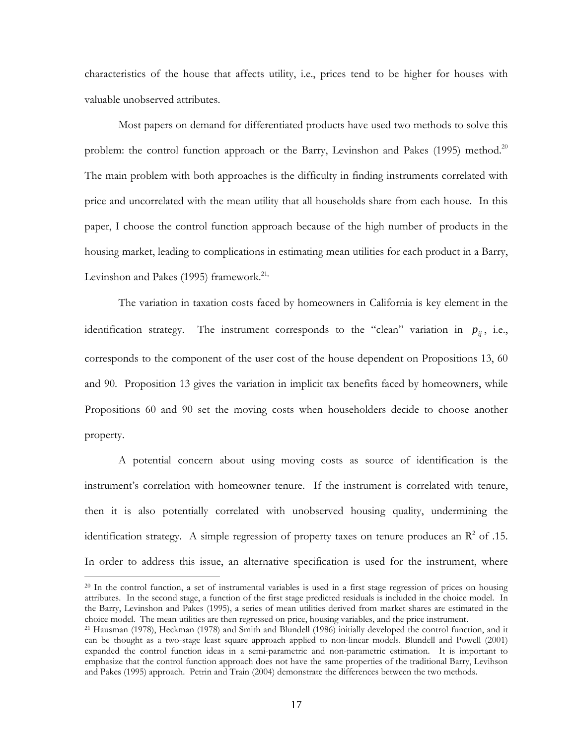characteristics of the house that affects utility, i.e., prices tend to be higher for houses with valuable unobserved attributes.

Most papers on demand for differentiated products have used two methods to solve this problem: the control function approach or the Barry, Levinshon and Pakes (1995) method.[20] The main problem with both approaches is the difficulty in finding instruments correlated with price and uncorrelated with the mean utility that all households share from each house. In this paper, I choose the control function approach because of the high number of products in the housing market, leading to complications in estimating mean utilities for each product in a Barry, Levinshon and Pakes (1995) framework.[21,]

The variation in taxation costs faced by homeowners in California is key element in the identification strategy. The instrument corresponds to the "clean" variation in $p_{ij}$, i.e., corresponds to the component of the user cost of the house dependent on Propositions 13, 60 and 90. Proposition 13 gives the variation in implicit tax benefits faced by homeowners, while Propositions 60 and 90 set the moving costs when householders decide to choose another property.

A potential concern about using moving costs as source of identification is the instrument's correlation with homeowner tenure. If the instrument is correlated with tenure, then it is also potentially correlated with unobserved housing quality, undermining the identification strategy. A simple regression of property taxes on tenure produces an $R^2$ of .15. In order to address this issue, an alternative specification is used for the instrument, where

[20] In the control function, a set of instrumental variables is used in a first stage regression of prices on housing attributes. In the second stage, a function of the first stage predicted residuals is included in the choice model. In the Barry, Levinshon and Pakes (1995), a series of mean utilities derived from market shares are estimated in the choice model. The mean utilities are then regressed on price, housing variables, and the price instrument.

[21] Hausman (1978), Heckman (1978) and Smith and Blundell (1986) initially developed the control function, and it can be thought as a two-stage least square approach applied to non-linear models. Blundell and Powell (2001) expanded the control function ideas in a semi-parametric and non-parametric estimation. It is important to emphasize that the control function approach does not have the same properties of the traditional Barry, Levihson and Pakes (1995) approach. Petrin and Train (2004) demonstrate the differences between the two methods.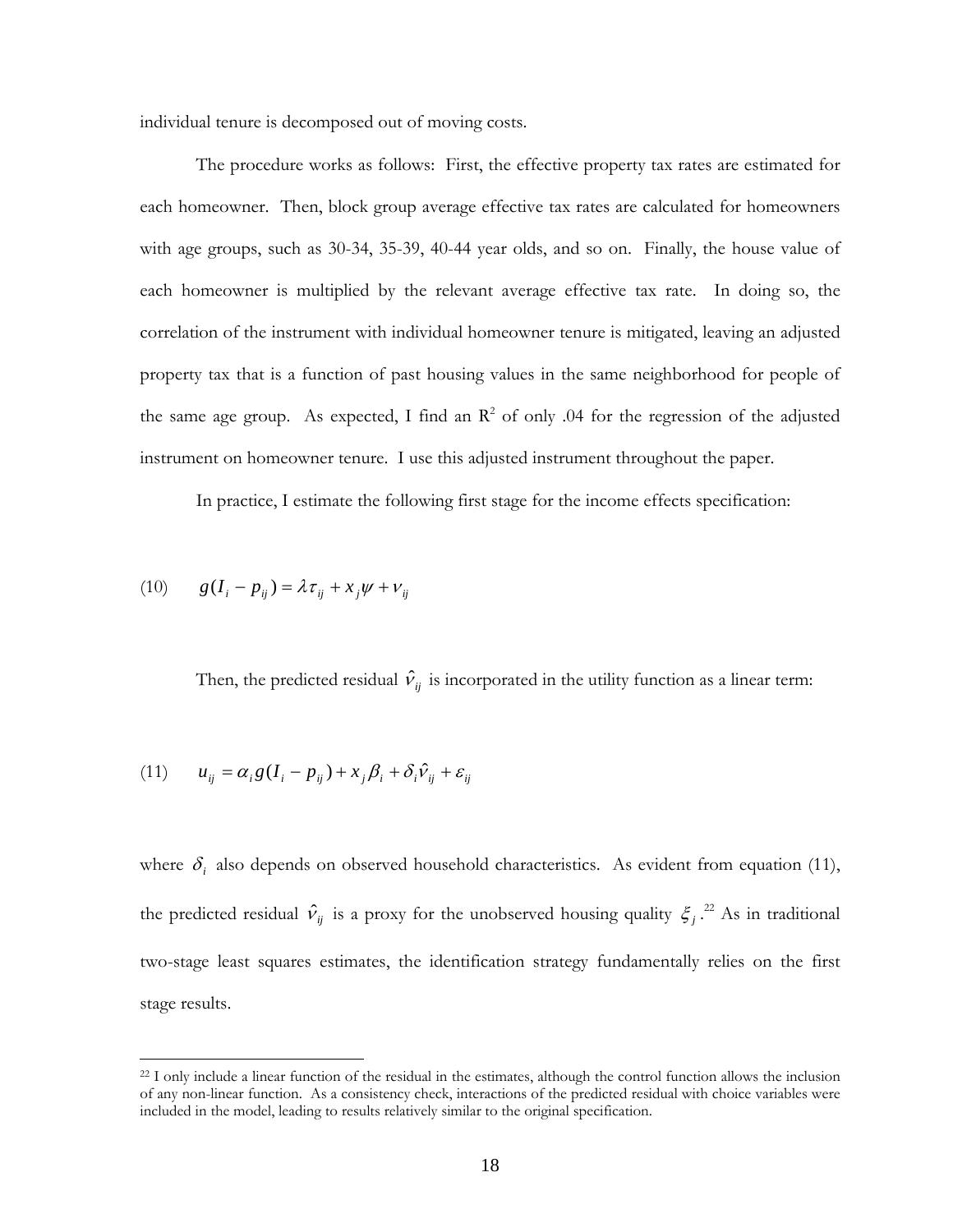individual tenure is decomposed out of moving costs.

The procedure works as follows: First, the effective property tax rates are estimated for each homeowner. Then, block group average effective tax rates are calculated for homeowners with age groups, such as 30-34, 35-39, 40-44 year olds, and so on. Finally, the house value of each homeowner is multiplied by the relevant average effective tax rate. In doing so, the correlation of the instrument with individual homeowner tenure is mitigated, leaving an adjusted property tax that is a function of past housing values in the same neighborhood for people of the same age group. As expected, I find an $R^2$ of only .04 for the regression of the adjusted instrument on homeowner tenure. I use this adjusted instrument throughout the paper.

In practice, I estimate the following first stage for the income effects specification:

$$(10) \qquad g(I_i - p_{ij}) = \lambda \tau_{ij} + x_j \psi + \nu_{ij}$$

Then, the predicted residual $\hat{\nu}_{ij}$ is incorporated in the utility function as a linear term:

$$(11) \qquad u_{ij} = \alpha_i g(I_i - p_{ij}) + x_j \beta_i + \delta_i \hat{\nu}_{ij} + \varepsilon_{ij}$$

where $\delta_i$ also depends on observed household characteristics. As evident from equation (11), the predicted residual $\hat{\nu}_{ij}$ is a proxy for the unobserved housing quality $\xi_j$.[22] As in traditional two-stage least squares estimates, the identification strategy fundamentally relies on the first stage results.

[22] I only include a linear function of the residual in the estimates, although the control function allows the inclusion of any non-linear function. As a consistency check, interactions of the predicted residual with choice variables were included in the model, leading to results relatively similar to the original specification.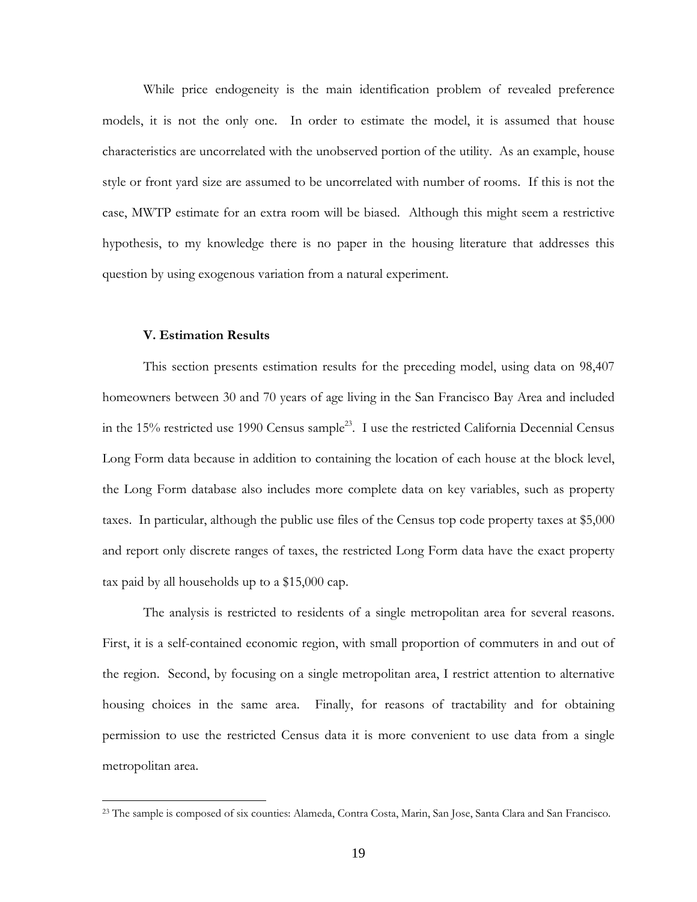While price endogeneity is the main identification problem of revealed preference models, it is not the only one. In order to estimate the model, it is assumed that house characteristics are uncorrelated with the unobserved portion of the utility. As an example, house style or front yard size are assumed to be uncorrelated with number of rooms. If this is not the case, MWTP estimate for an extra room will be biased. Although this might seem a restrictive hypothesis, to my knowledge there is no paper in the housing literature that addresses this question by using exogenous variation from a natural experiment.

### V. Estimation Results

This section presents estimation results for the preceding model, using data on 98,407 homeowners between 30 and 70 years of age living in the San Francisco Bay Area and included in the 15% restricted use 1990 Census sample[23]. I use the restricted California Decennial Census Long Form data because in addition to containing the location of each house at the block level, the Long Form database also includes more complete data on key variables, such as property taxes. In particular, although the public use files of the Census top code property taxes at $5,000 and report only discrete ranges of taxes, the restricted Long Form data have the exact property tax paid by all households up to a $15,000 cap.

The analysis is restricted to residents of a single metropolitan area for several reasons. First, it is a self-contained economic region, with small proportion of commuters in and out of the region. Second, by focusing on a single metropolitan area, I restrict attention to alternative housing choices in the same area. Finally, for reasons of tractability and for obtaining permission to use the restricted Census data it is more convenient to use data from a single metropolitan area.

[23] The sample is composed of six counties: Alameda, Contra Costa, Marin, San Jose, Santa Clara and San Francisco.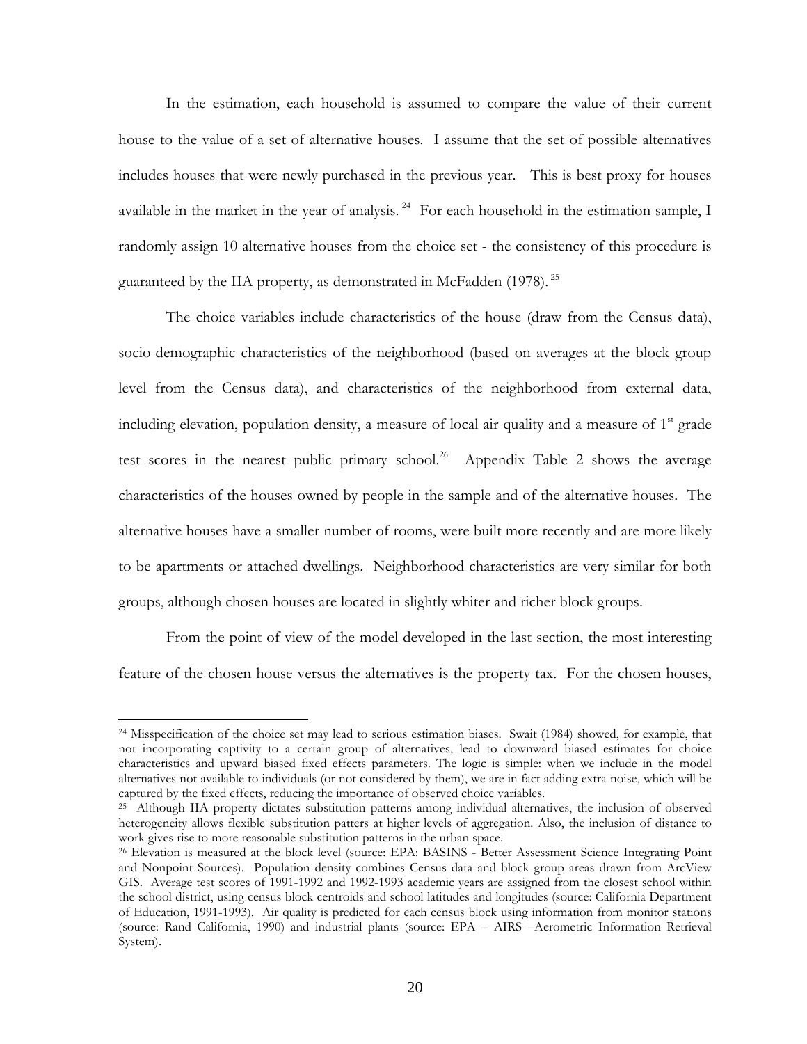In the estimation, each household is assumed to compare the value of their current house to the value of a set of alternative houses. I assume that the set of possible alternatives includes houses that were newly purchased in the previous year. This is best proxy for houses available in the market in the year of analysis.[24] For each household in the estimation sample, I randomly assign 10 alternative houses from the choice set - the consistency of this procedure is guaranteed by the IIA property, as demonstrated in McFadden (1978).[25]

The choice variables include characteristics of the house (draw from the Census data), socio-demographic characteristics of the neighborhood (based on averages at the block group level from the Census data), and characteristics of the neighborhood from external data, including elevation, population density, a measure of local air quality and a measure of 1st grade test scores in the nearest public primary school.[26] Appendix Table 2 shows the average characteristics of the houses owned by people in the sample and of the alternative houses. The alternative houses have a smaller number of rooms, were built more recently and are more likely to be apartments or attached dwellings. Neighborhood characteristics are very similar for both groups, although chosen houses are located in slightly whiter and richer block groups.

From the point of view of the model developed in the last section, the most interesting feature of the chosen house versus the alternatives is the property tax. For the chosen houses,

---

[24] Misspecification of the choice set may lead to serious estimation biases. Swait (1984) showed, for example, that not incorporating captivity to a certain group of alternatives, lead to downward biased estimates for choice characteristics and upward biased fixed effects parameters. The logic is simple: when we include in the model alternatives not available to individuals (or not considered by them), we are in fact adding extra noise, which will be captured by the fixed effects, reducing the importance of observed choice variables.

[25] Although IIA property dictates substitution patterns among individual alternatives, the inclusion of observed heterogeneity allows flexible substitution patters at higher levels of aggregation. Also, the inclusion of distance to work gives rise to more reasonable substitution patterns in the urban space.

[26] Elevation is measured at the block level (source: EPA: BASINS - Better Assessment Science Integrating Point and Nonpoint Sources). Population density combines Census data and block group areas drawn from ArcView GIS. Average test scores of 1991-1992 and 1992-1993 academic years are assigned from the closest school within the school district, using census block centroids and school latitudes and longitudes (source: California Department of Education, 1991-1993). Air quality is predicted for each census block using information from monitor stations (source: Rand California, 1990) and industrial plants (source: EPA – AIRS –Aerometric Information Retrieval System).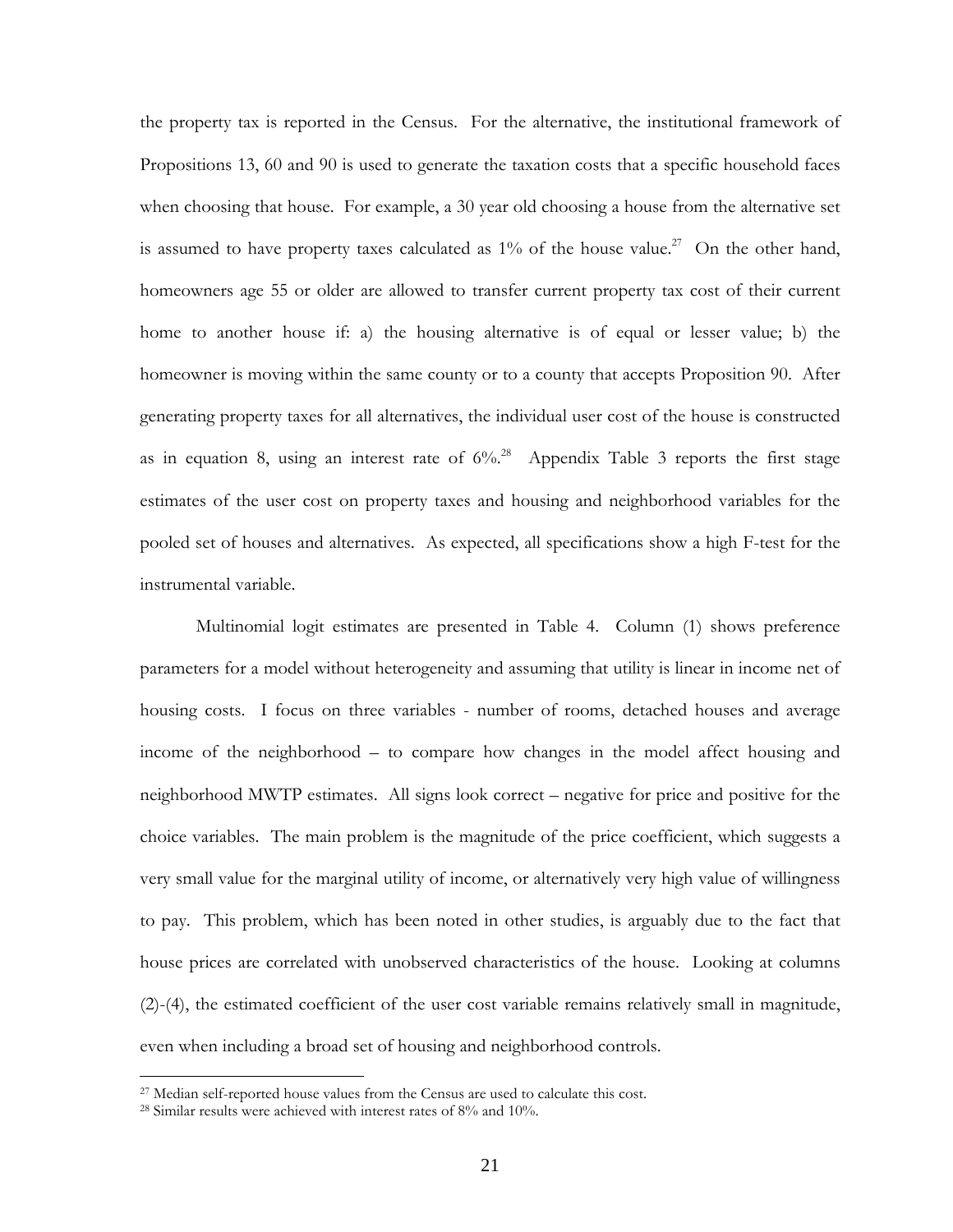the property tax is reported in the Census. For the alternative, the institutional framework of Propositions 13, 60 and 90 is used to generate the taxation costs that a specific household faces when choosing that house. For example, a 30 year old choosing a house from the alternative set is assumed to have property taxes calculated as 1% of the house value.[27] On the other hand, homeowners age 55 or older are allowed to transfer current property tax cost of their current home to another house if: a) the housing alternative is of equal or lesser value; b) the homeowner is moving within the same county or to a county that accepts Proposition 90. After generating property taxes for all alternatives, the individual user cost of the house is constructed as in equation 8, using an interest rate of 6%.[28] Appendix Table 3 reports the first stage estimates of the user cost on property taxes and housing and neighborhood variables for the pooled set of houses and alternatives. As expected, all specifications show a high F-test for the instrumental variable.

Multinomial logit estimates are presented in Table 4. Column (1) shows preference parameters for a model without heterogeneity and assuming that utility is linear in income net of housing costs. I focus on three variables - number of rooms, detached houses and average income of the neighborhood – to compare how changes in the model affect housing and neighborhood MWTP estimates. All signs look correct – negative for price and positive for the choice variables. The main problem is the magnitude of the price coefficient, which suggests a very small value for the marginal utility of income, or alternatively very high value of willingness to pay. This problem, which has been noted in other studies, is arguably due to the fact that house prices are correlated with unobserved characteristics of the house. Looking at columns (2)-(4), the estimated coefficient of the user cost variable remains relatively small in magnitude, even when including a broad set of housing and neighborhood controls.

[27] Median self-reported house values from the Census are used to calculate this cost.

[28] Similar results were achieved with interest rates of 8% and 10%.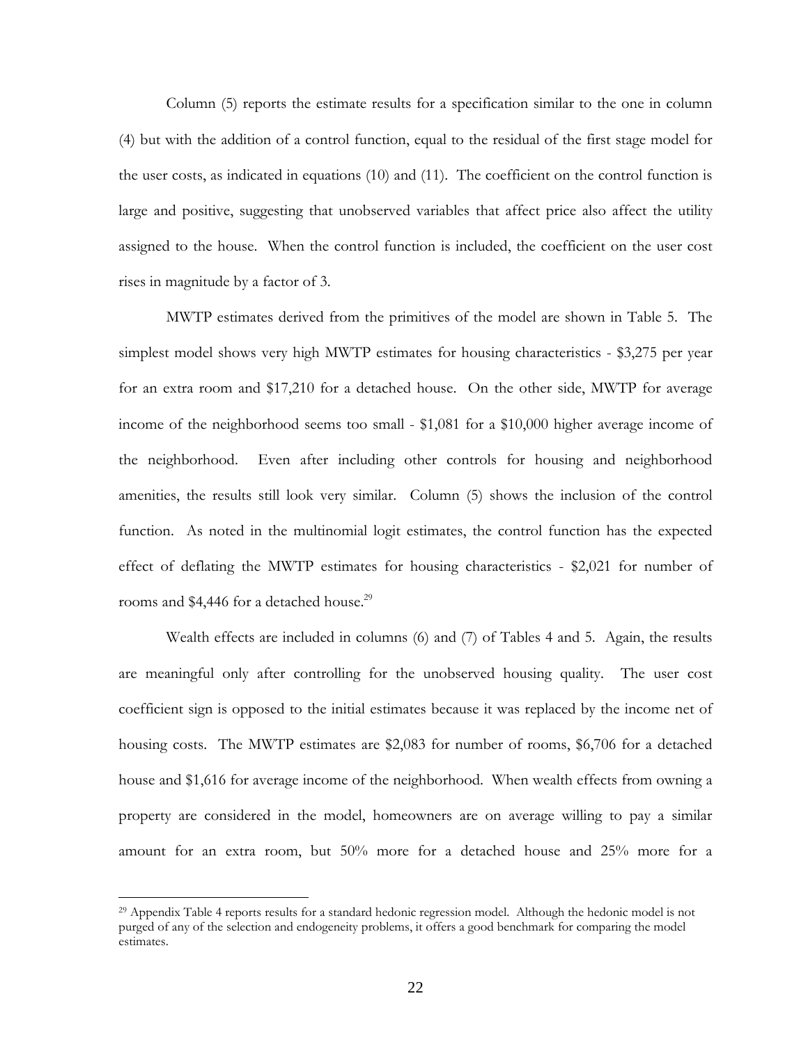Column (5) reports the estimate results for a specification similar to the one in column (4) but with the addition of a control function, equal to the residual of the first stage model for the user costs, as indicated in equations (10) and (11). The coefficient on the control function is large and positive, suggesting that unobserved variables that affect price also affect the utility assigned to the house. When the control function is included, the coefficient on the user cost rises in magnitude by a factor of 3.

MWTP estimates derived from the primitives of the model are shown in Table 5. The simplest model shows very high MWTP estimates for housing characteristics - $3,275 per year for an extra room and $17,210 for a detached house. On the other side, MWTP for average income of the neighborhood seems too small - $1,081 for a $10,000 higher average income of the neighborhood. Even after including other controls for housing and neighborhood amenities, the results still look very similar. Column (5) shows the inclusion of the control function. As noted in the multinomial logit estimates, the control function has the expected effect of deflating the MWTP estimates for housing characteristics - $2,021 for number of rooms and $4,446 for a detached house.[29]

Wealth effects are included in columns (6) and (7) of Tables 4 and 5. Again, the results are meaningful only after controlling for the unobserved housing quality. The user cost coefficient sign is opposed to the initial estimates because it was replaced by the income net of housing costs. The MWTP estimates are $2,083 for number of rooms, $6,706 for a detached house and $1,616 for average income of the neighborhood. When wealth effects from owning a property are considered in the model, homeowners are on average willing to pay a similar amount for an extra room, but 50% more for a detached house and 25% more for a

[29] Appendix Table 4 reports results for a standard hedonic regression model. Although the hedonic model is not purged of any of the selection and endogeneity problems, it offers a good benchmark for comparing the model estimates.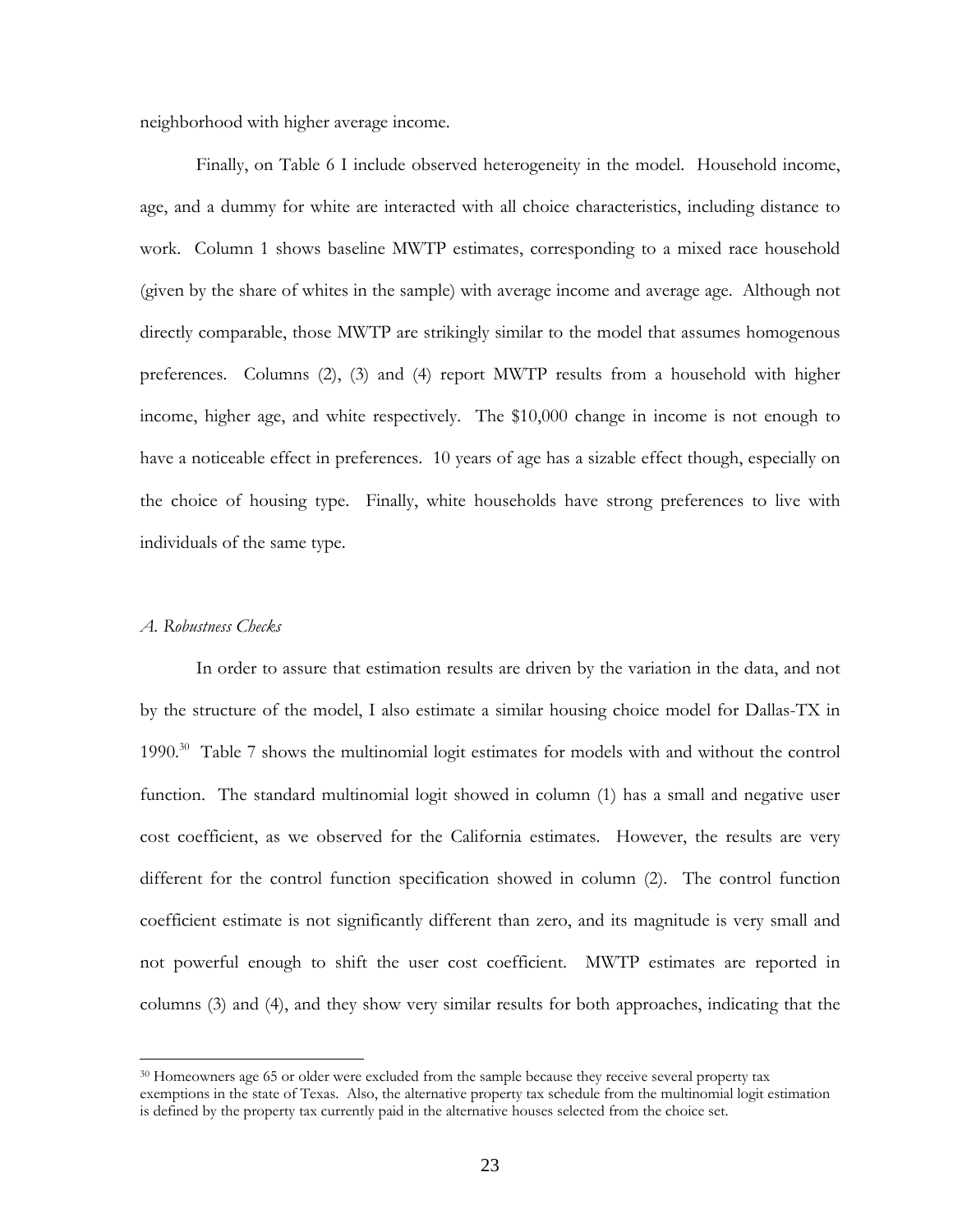neighborhood with higher average income.

Finally, on Table 6 I include observed heterogeneity in the model. Household income, age, and a dummy for white are interacted with all choice characteristics, including distance to work. Column 1 shows baseline MWTP estimates, corresponding to a mixed race household (given by the share of whites in the sample) with average income and average age. Although not directly comparable, those MWTP are strikingly similar to the model that assumes homogenous preferences. Columns (2), (3) and (4) report MWTP results from a household with higher income, higher age, and white respectively. The $10,000 change in income is not enough to have a noticeable effect in preferences. 10 years of age has a sizable effect though, especially on the choice of housing type. Finally, white households have strong preferences to live with individuals of the same type.

### *A. Robustness Checks*

In order to assure that estimation results are driven by the variation in the data, and not by the structure of the model, I also estimate a similar housing choice model for Dallas-TX in 1990.[30] Table 7 shows the multinomial logit estimates for models with and without the control function. The standard multinomial logit showed in column (1) has a small and negative user cost coefficient, as we observed for the California estimates. However, the results are very different for the control function specification showed in column (2). The control function coefficient estimate is not significantly different than zero, and its magnitude is very small and not powerful enough to shift the user cost coefficient. MWTP estimates are reported in columns (3) and (4), and they show very similar results for both approaches, indicating that the

---

[30] Homeowners age 65 or older were excluded from the sample because they receive several property tax exemptions in the state of Texas. Also, the alternative property tax schedule from the multinomial logit estimation is defined by the property tax currently paid in the alternative houses selected from the choice set.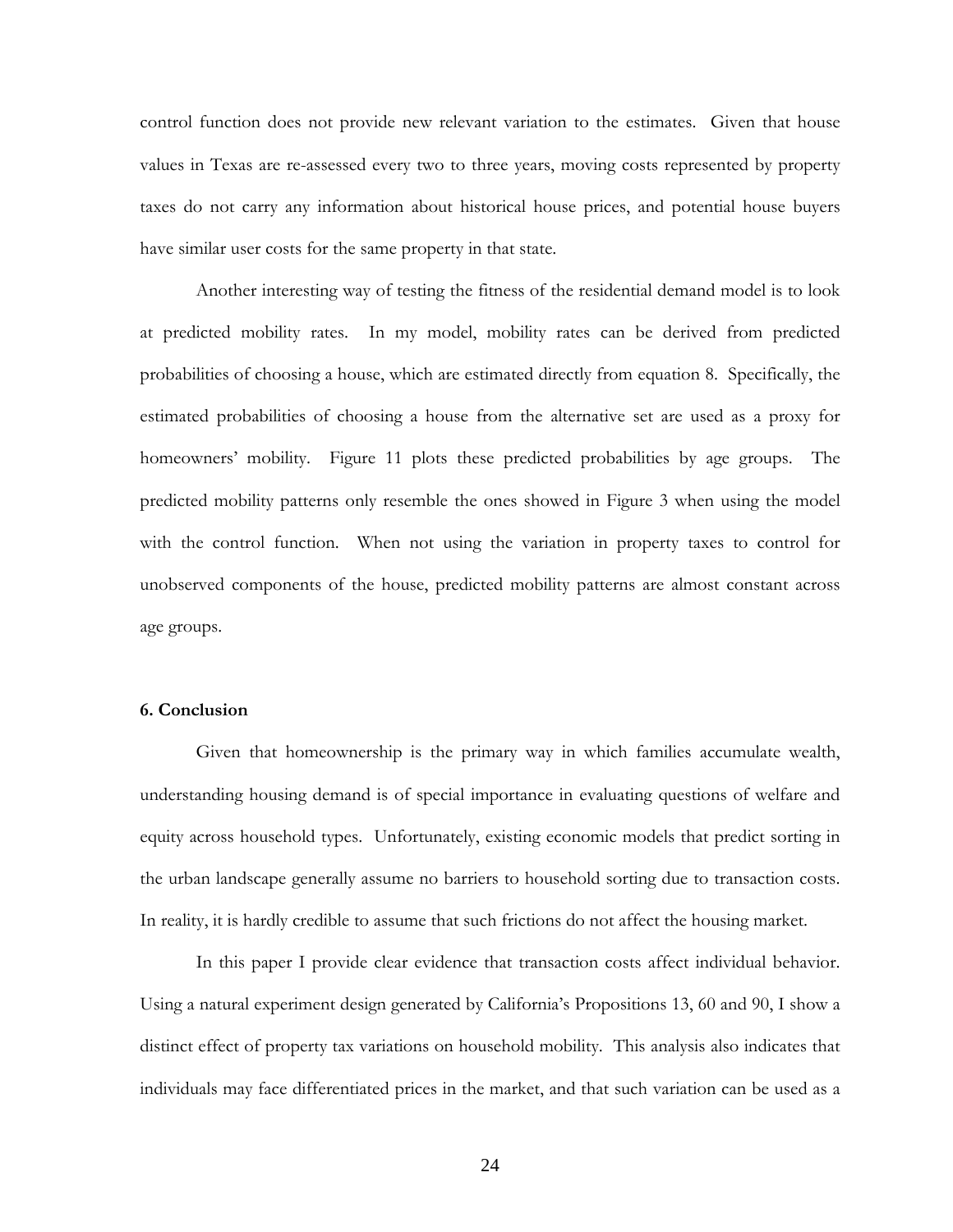control function does not provide new relevant variation to the estimates. Given that house values in Texas are re-assessed every two to three years, moving costs represented by property taxes do not carry any information about historical house prices, and potential house buyers have similar user costs for the same property in that state.

Another interesting way of testing the fitness of the residential demand model is to look at predicted mobility rates. In my model, mobility rates can be derived from predicted probabilities of choosing a house, which are estimated directly from equation 8. Specifically, the estimated probabilities of choosing a house from the alternative set are used as a proxy for homeowners' mobility. Figure 11 plots these predicted probabilities by age groups. The predicted mobility patterns only resemble the ones showed in Figure 3 when using the model with the control function. When not using the variation in property taxes to control for unobserved components of the house, predicted mobility patterns are almost constant across age groups.

### 6. Conclusion

Given that homeownership is the primary way in which families accumulate wealth, understanding housing demand is of special importance in evaluating questions of welfare and equity across household types. Unfortunately, existing economic models that predict sorting in the urban landscape generally assume no barriers to household sorting due to transaction costs. In reality, it is hardly credible to assume that such frictions do not affect the housing market.

In this paper I provide clear evidence that transaction costs affect individual behavior. Using a natural experiment design generated by California's Propositions 13, 60 and 90, I show a distinct effect of property tax variations on household mobility. This analysis also indicates that individuals may face differentiated prices in the market, and that such variation can be used as a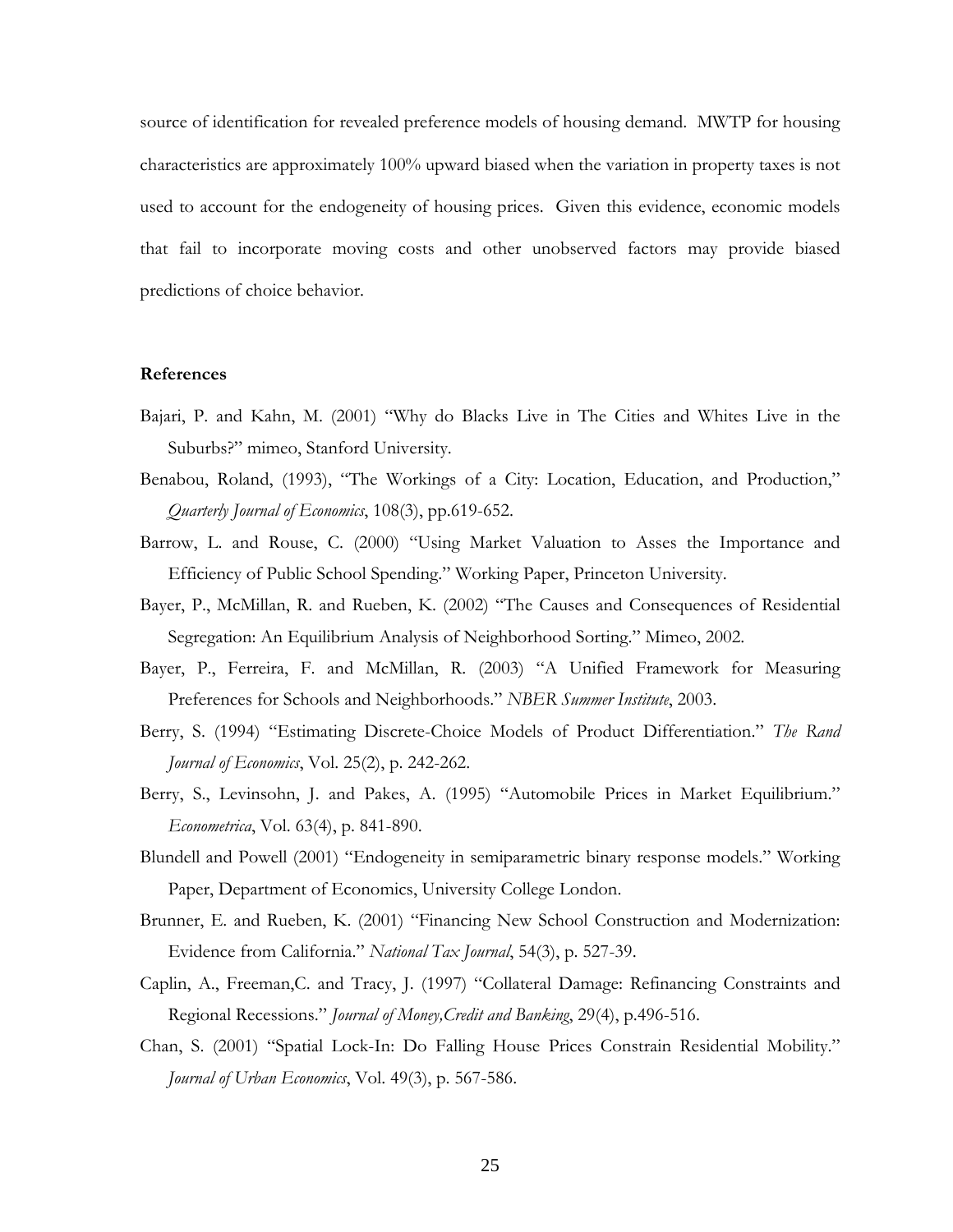source of identification for revealed preference models of housing demand. MWTP for housing characteristics are approximately 100% upward biased when the variation in property taxes is not used to account for the endogeneity of housing prices. Given this evidence, economic models that fail to incorporate moving costs and other unobserved factors may provide biased predictions of choice behavior.

**References**

Bajari, P. and Kahn, M. (2001) "Why do Blacks Live in The Cities and Whites Live in the Suburbs?" mimeo, Stanford University.

Benabou, Roland, (1993), "The Workings of a City: Location, Education, and Production," *Quarterly Journal of Economics*, 108(3), pp.619-652.

Barrow, L. and Rouse, C. (2000) "Using Market Valuation to Asses the Importance and Efficiency of Public School Spending." Working Paper, Princeton University.

Bayer, P., McMillan, R. and Rueben, K. (2002) "The Causes and Consequences of Residential Segregation: An Equilibrium Analysis of Neighborhood Sorting." Mimeo, 2002.

Bayer, P., Ferreira, F. and McMillan, R. (2003) "A Unified Framework for Measuring Preferences for Schools and Neighborhoods." *NBER Summer Institute*, 2003.

Berry, S. (1994) "Estimating Discrete-Choice Models of Product Differentiation." *The Rand Journal of Economics*, Vol. 25(2), p. 242-262.

Berry, S., Levinsohn, J. and Pakes, A. (1995) "Automobile Prices in Market Equilibrium." *Econometrica*, Vol. 63(4), p. 841-890.

Blundell and Powell (2001) "Endogeneity in semiparametric binary response models." Working Paper, Department of Economics, University College London.

Brunner, E. and Rueben, K. (2001) "Financing New School Construction and Modernization: Evidence from California." *National Tax Journal*, 54(3), p. 527-39.

Caplin, A., Freeman,C. and Tracy, J. (1997) "Collateral Damage: Refinancing Constraints and Regional Recessions." *Journal of Money,Credit and Banking*, 29(4), p.496-516.

Chan, S. (2001) "Spatial Lock-In: Do Falling House Prices Constrain Residential Mobility." *Journal of Urban Economics*, Vol. 49(3), p. 567-586.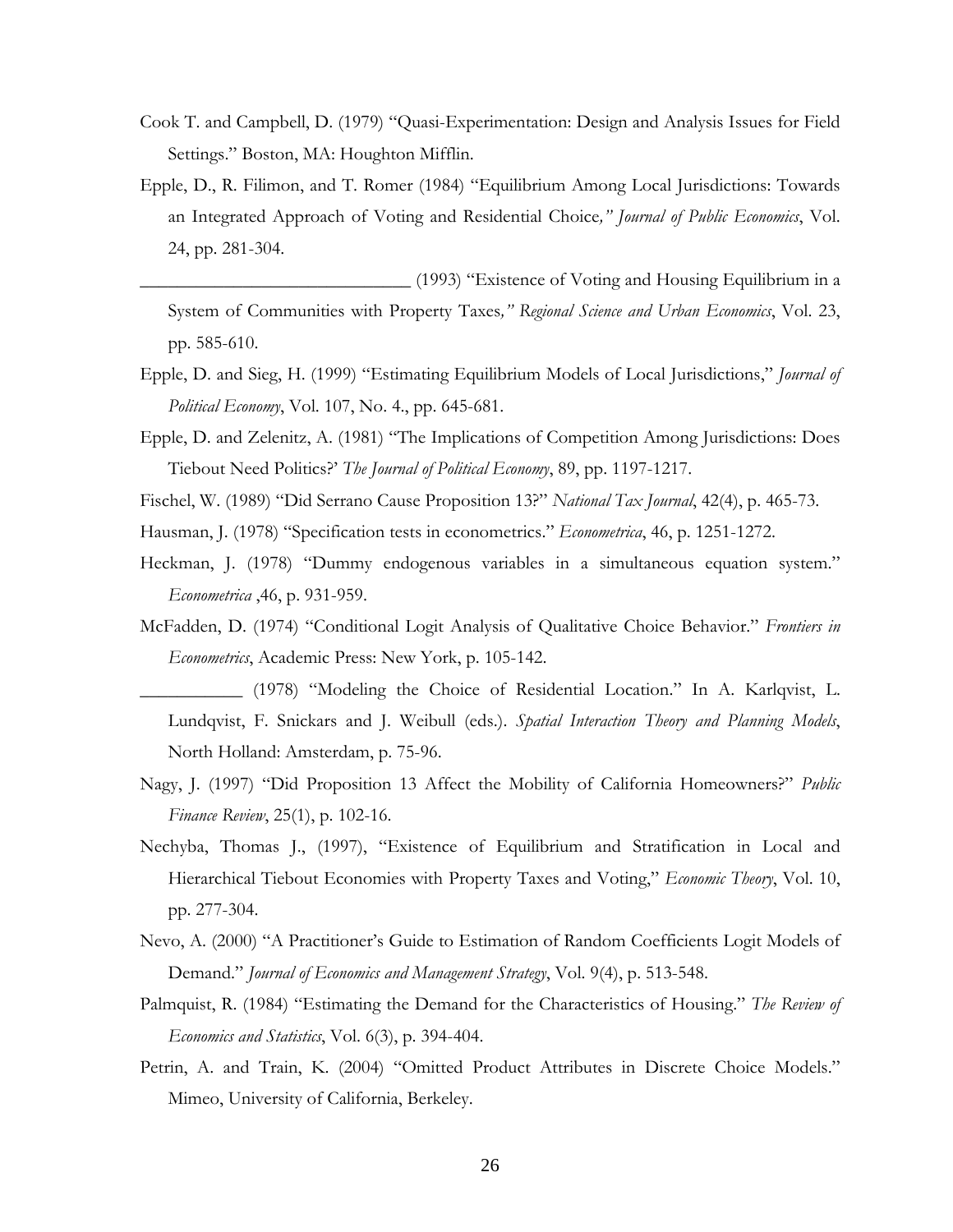Cook T. and Campbell, D. (1979) "Quasi-Experimentation: Design and Analysis Issues for Field Settings." Boston, MA: Houghton Mifflin.

Epple, D., R. Filimon, and T. Romer (1984) "Equilibrium Among Local Jurisdictions: Towards an Integrated Approach of Voting and Residential Choice*," Journal of Public Economics*, Vol. 24, pp. 281-304.

______________________________ (1993) "Existence of Voting and Housing Equilibrium in a System of Communities with Property Taxes*," Regional Science and Urban Economics*, Vol. 23, pp. 585-610.

Epple, D. and Sieg, H. (1999) "Estimating Equilibrium Models of Local Jurisdictions," *Journal of Political Economy*, Vol. 107, No. 4., pp. 645-681.

Epple, D. and Zelenitz, A. (1981) "The Implications of Competition Among Jurisdictions: Does Tiebout Need Politics?' *The Journal of Political Economy*, 89, pp. 1197-1217.

Fischel, W. (1989) "Did Serrano Cause Proposition 13?" *National Tax Journal*, 42(4), p. 465-73.

Hausman, J. (1978) "Specification tests in econometrics." *Econometrica*, 46, p. 1251-1272.

Heckman, J. (1978) "Dummy endogenous variables in a simultaneous equation system." *Econometrica* ,46, p. 931-959.

McFadden, D. (1974) "Conditional Logit Analysis of Qualitative Choice Behavior." *Frontiers in Econometrics*, Academic Press: New York, p. 105-142.

___________ (1978) "Modeling the Choice of Residential Location." In A. Karlqvist, L. Lundqvist, F. Snickars and J. Weibull (eds.). *Spatial Interaction Theory and Planning Models*, North Holland: Amsterdam, p. 75-96.

Nagy, J. (1997) "Did Proposition 13 Affect the Mobility of California Homeowners?" *Public Finance Review*, 25(1), p. 102-16.

Nechyba, Thomas J., (1997), "Existence of Equilibrium and Stratification in Local and Hierarchical Tiebout Economies with Property Taxes and Voting," *Economic Theory*, Vol. 10, pp. 277-304.

Nevo, A. (2000) "A Practitioner's Guide to Estimation of Random Coefficients Logit Models of Demand." *Journal of Economics and Management Strategy*, Vol. 9(4), p. 513-548.

Palmquist, R. (1984) "Estimating the Demand for the Characteristics of Housing." *The Review of Economics and Statistics*, Vol. 6(3), p. 394-404.

Petrin, A. and Train, K. (2004) "Omitted Product Attributes in Discrete Choice Models." Mimeo, University of California, Berkeley.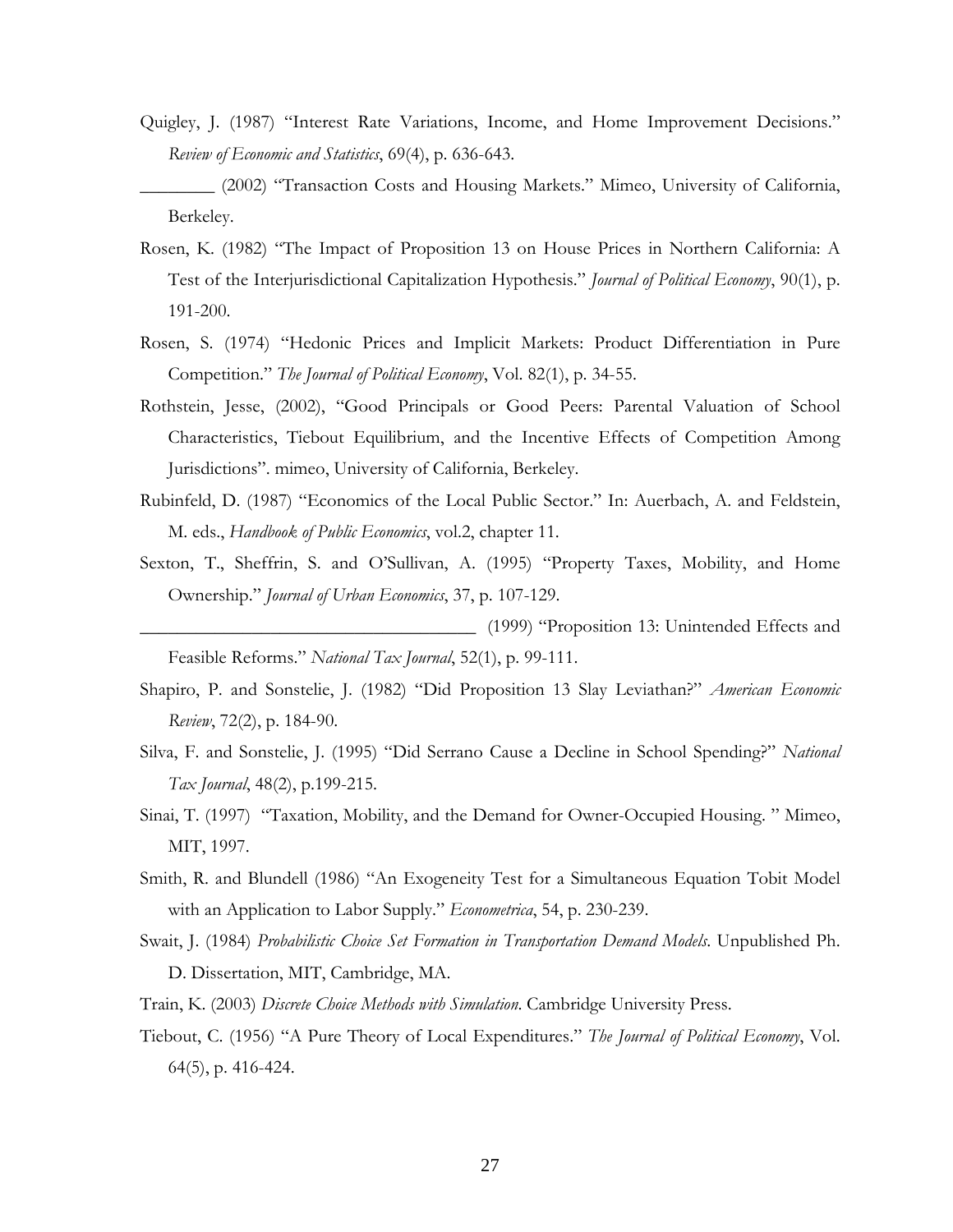Quigley, J. (1987) "Interest Rate Variations, Income, and Home Improvement Decisions." *Review of Economic and Statistics*, 69(4), p. 636-643.

________ (2002) "Transaction Costs and Housing Markets." Mimeo, University of California, Berkeley.

Rosen, K. (1982) "The Impact of Proposition 13 on House Prices in Northern California: A Test of the Interjurisdictional Capitalization Hypothesis." *Journal of Political Economy*, 90(1), p. 191-200.

Rosen, S. (1974) "Hedonic Prices and Implicit Markets: Product Differentiation in Pure Competition." *The Journal of Political Economy*, Vol. 82(1), p. 34-55.

Rothstein, Jesse, (2002), "Good Principals or Good Peers: Parental Valuation of School Characteristics, Tiebout Equilibrium, and the Incentive Effects of Competition Among Jurisdictions". mimeo, University of California, Berkeley.

Rubinfeld, D. (1987) "Economics of the Local Public Sector." In: Auerbach, A. and Feldstein, M. eds., *Handbook of Public Economics*, vol.2, chapter 11.

Sexton, T., Sheffrin, S. and O'Sullivan, A. (1995) "Property Taxes, Mobility, and Home Ownership." *Journal of Urban Economics*, 37, p. 107-129.

____________________________________ (1999) "Proposition 13: Unintended Effects and Feasible Reforms." *National Tax Journal*, 52(1), p. 99-111.

Shapiro, P. and Sonstelie, J. (1982) "Did Proposition 13 Slay Leviathan?" *American Economic Review*, 72(2), p. 184-90.

Silva, F. and Sonstelie, J. (1995) "Did Serrano Cause a Decline in School Spending?" *National Tax Journal*, 48(2), p.199-215.

Sinai, T. (1997) "Taxation, Mobility, and the Demand for Owner-Occupied Housing. " Mimeo, MIT, 1997.

Smith, R. and Blundell (1986) "An Exogeneity Test for a Simultaneous Equation Tobit Model with an Application to Labor Supply." *Econometrica*, 54, p. 230-239.

Swait, J. (1984) *Probabilistic Choice Set Formation in Transportation Demand Models*. Unpublished Ph. D. Dissertation, MIT, Cambridge, MA.

Train, K. (2003) *Discrete Choice Methods with Simulation*. Cambridge University Press.

Tiebout, C. (1956) "A Pure Theory of Local Expenditures." *The Journal of Political Economy*, Vol. 64(5), p. 416-424.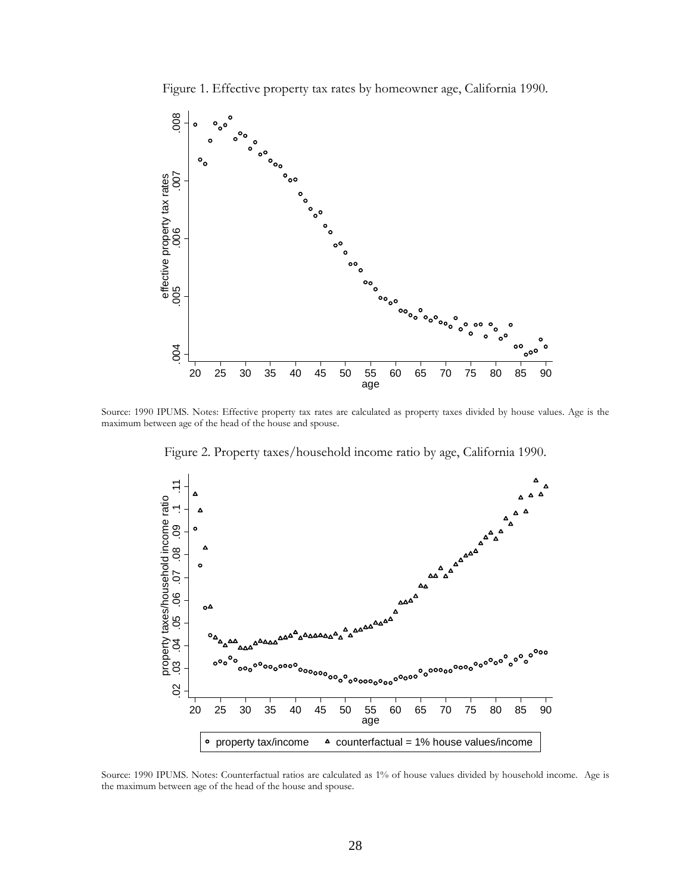Figure 1. Effective property tax rates by homeowner age, California 1990.

Source: 1990 IPUMS. Notes: Effective property tax rates are calculated as property taxes divided by house values. Age is the maximum between age of the head of the house and spouse.

Figure 2. Property taxes/household income ratio by age, California 1990.

Source: 1990 IPUMS. Notes: Counterfactual ratios are calculated as 1% of house values divided by household income. Age is the maximum between age of the head of the house and spouse.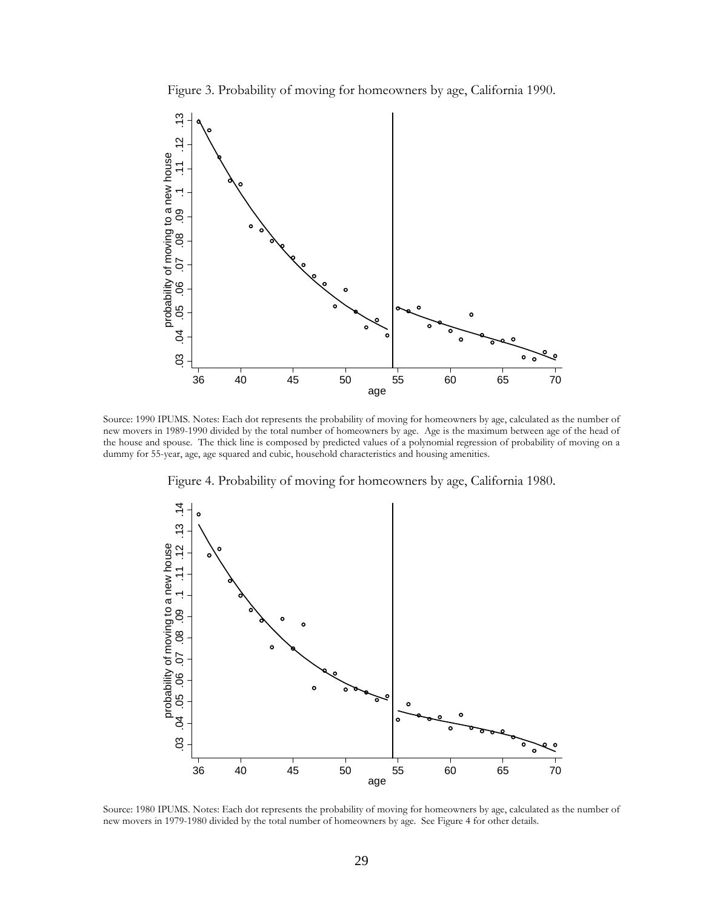Figure 3. Probability of moving for homeowners by age, California 1990.

Source: 1990 IPUMS. Notes: Each dot represents the probability of moving for homeowners by age, calculated as the number of new movers in 1989-1990 divided by the total number of homeowners by age. Age is the maximum between age of the head of the house and spouse. The thick line is composed by predicted values of a polynomial regression of probability of moving on a dummy for 55-year, age, age squared and cubic, household characteristics and housing amenities.

Figure 4. Probability of moving for homeowners by age, California 1980.

Source: 1980 IPUMS. Notes: Each dot represents the probability of moving for homeowners by age, calculated as the number of new movers in 1979-1980 divided by the total number of homeowners by age. See Figure 4 for other details.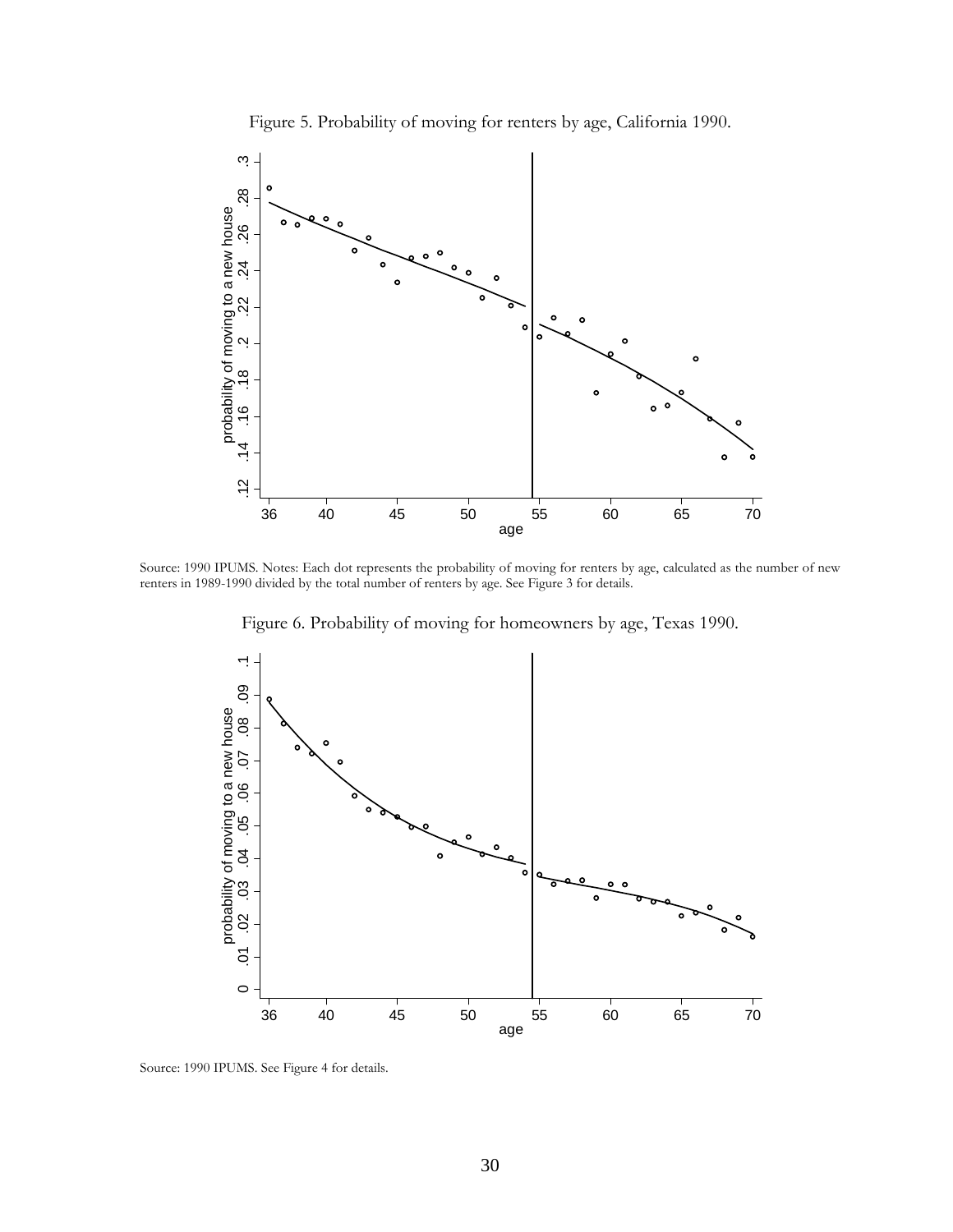Figure 5. Probability of moving for renters by age, California 1990.

Source: 1990 IPUMS. Notes: Each dot represents the probability of moving for renters by age, calculated as the number of new renters in 1989-1990 divided by the total number of renters by age. See Figure 3 for details.

Figure 6. Probability of moving for homeowners by age, Texas 1990.

Source: 1990 IPUMS. See Figure 4 for details.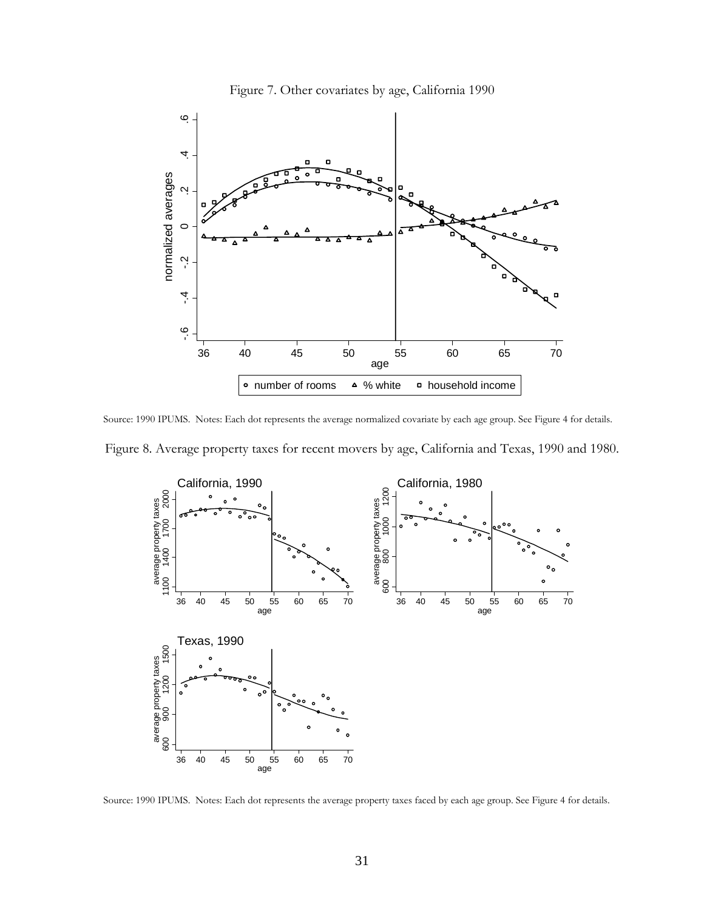Figure 7. Other covariates by age, California 1990

Source: 1990 IPUMS. Notes: Each dot represents the average normalized covariate by each age group. See Figure 4 for details.

Figure 8. Average property taxes for recent movers by age, California and Texas, 1990 and 1980.

Source: 1990 IPUMS. Notes: Each dot represents the average property taxes faced by each age group. See Figure 4 for details.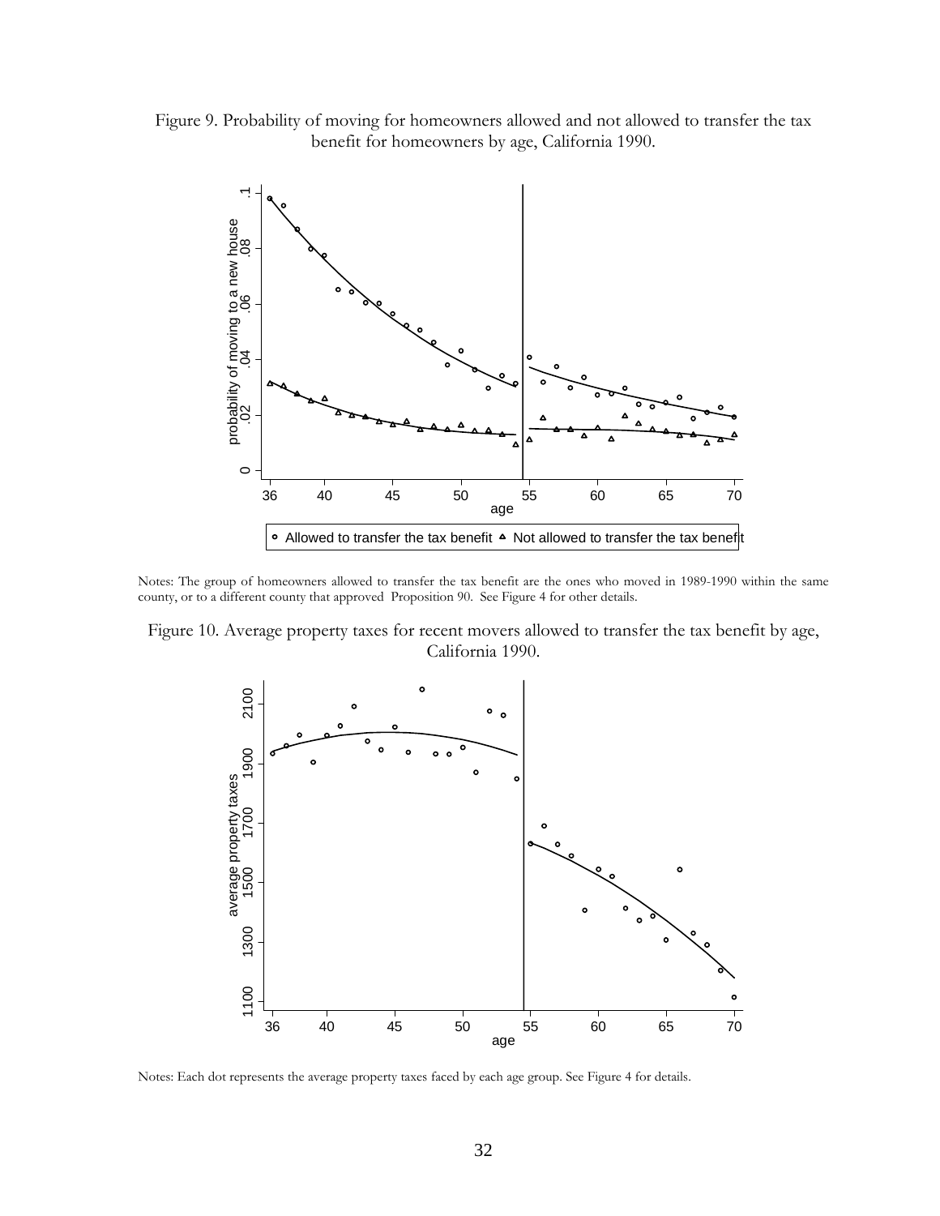Figure 9. Probability of moving for homeowners allowed and not allowed to transfer the tax benefit for homeowners by age, California 1990.

Notes: The group of homeowners allowed to transfer the tax benefit are the ones who moved in 1989-1990 within the same county, or to a different county that approved Proposition 90. See Figure 4 for other details.

Figure 10. Average property taxes for recent movers allowed to transfer the tax benefit by age, California 1990.

Notes: Each dot represents the average property taxes faced by each age group. See Figure 4 for details.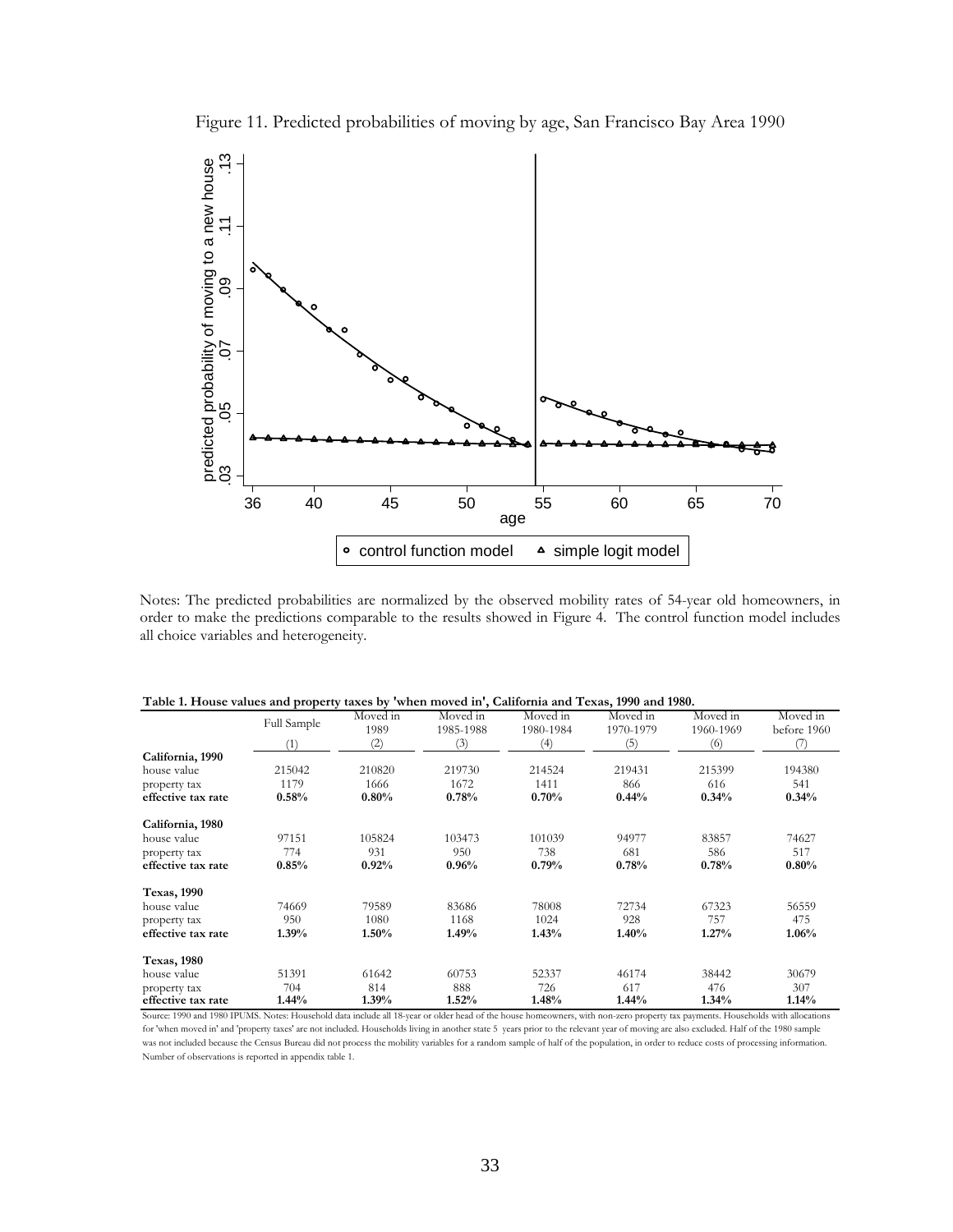Figure 11. Predicted probabilities of moving by age, San Francisco Bay Area 1990

Notes: The predicted probabilities are normalized by the observed mobility rates of 54-year old homeowners, in order to make the predictions comparable to the results showed in Figure 4. The control function model includes all choice variables and heterogeneity.

**Table 1. House values and property taxes by 'when moved in', California and Texas, 1990 and 1980.**

| | Full Sample | Moved in 1989 | Moved in 1985-1988 | Moved in 1980-1984 | Moved in 1970-1979 | Moved in 1960-1969 | Moved in before 1960 |
|---|---|---|---|---|---|---|---|
| | (1) | (2) | (3) | (4) | (5) | (6) | (7) |
| **California, 1990** | | | | | | | |
| house value | 215042 | 210820 | 219730 | 214524 | 219431 | 215399 | 194380 |
| property tax | 1179 | 1666 | 1672 | 1411 | 866 | 616 | 541 |
| **effective tax rate** | **0.58%** | **0.80%** | **0.78%** | **0.70%** | **0.44%** | **0.34%** | **0.34%** |
| **California, 1980** | | | | | | | |
| house value | 97151 | 105824 | 103473 | 101039 | 94977 | 83857 | 74627 |
| property tax | 774 | 931 | 950 | 738 | 681 | 586 | 517 |
| **effective tax rate** | **0.85%** | **0.92%** | **0.96%** | **0.79%** | **0.78%** | **0.78%** | **0.80%** |
| **Texas, 1990** | | | | | | | |
| house value | 74669 | 79589 | 83686 | 78008 | 72734 | 67323 | 56559 |
| property tax | 950 | 1080 | 1168 | 1024 | 928 | 757 | 475 |
| **effective tax rate** | **1.39%** | **1.50%** | **1.49%** | **1.43%** | **1.40%** | **1.27%** | **1.06%** |
| **Texas, 1980** | | | | | | | |
| house value | 51391 | 61642 | 60753 | 52337 | 46174 | 38442 | 30679 |
| property tax | 704 | 814 | 888 | 726 | 617 | 476 | 307 |
| **effective tax rate** | **1.44%** | **1.39%** | **1.52%** | **1.48%** | **1.44%** | **1.34%** | **1.14%** |

Source: 1990 and 1980 IPUMS. Notes: Household data include all 18-year or older head of the house homeowners, with non-zero property tax payments. Households with allocations for 'when moved in' and 'property taxes' are not included. Households living in another state 5 years prior to the relevant year of moving are also excluded. Half of the 1980 sample was not included because the Census Bureau did not process the mobility variables for a random sample of half of the population, in order to reduce costs of processing information. Number of observations is reported in appendix table 1.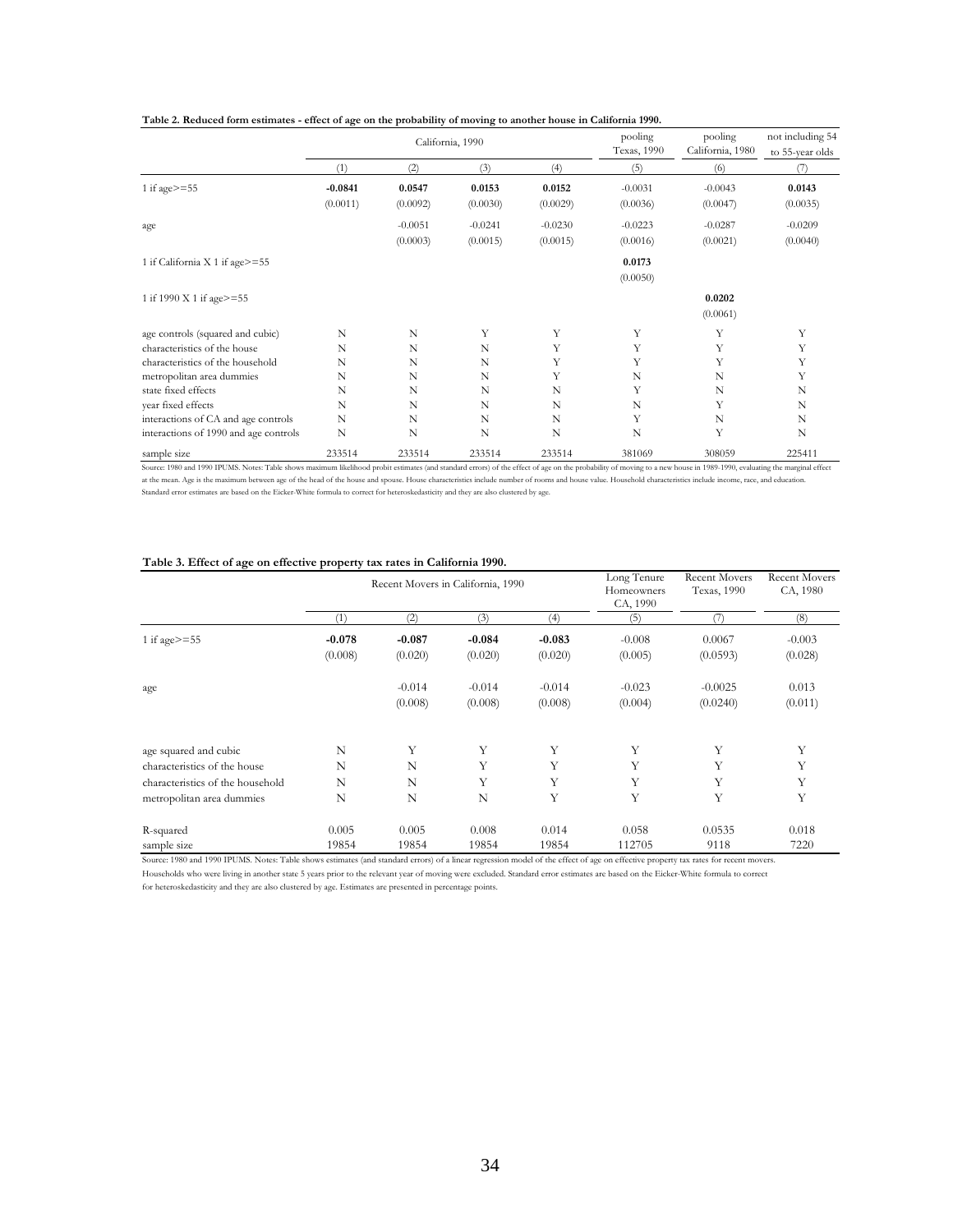**Table 2. Reduced form estimates - effect of age on the probability of moving to another house in California 1990.**

| | California, 1990 | | | | pooling Texas, 1990 | pooling California, 1980 | not including 54 to 55-year olds |
|---|---|---|---|---|---|---|---|
| | (1) | (2) | (3) | (4) | (5) | (6) | (7) |
| 1 if age>=55 | **-0.0841** | **0.0547** | **0.0153** | **0.0152** | -0.0031 | -0.0043 | **0.0143** |
| | (0.0011) | (0.0092) | (0.0030) | (0.0029) | (0.0036) | (0.0047) | (0.0035) |
| age | | -0.0051 | -0.0241 | -0.0230 | -0.0223 | -0.0287 | -0.0209 |
| | | (0.0003) | (0.0015) | (0.0015) | (0.0016) | (0.0021) | (0.0040) |
| 1 if California X 1 if age>=55 | | | | | **0.0173** | | |
| | | | | | (0.0050) | | |
| 1 if 1990 X 1 if age>=55 | | | | | | **0.0202** | |
| | | | | | | (0.0061) | |
| age controls (squared and cubic) | N | N | Y | Y | Y | Y | Y |
| characteristics of the house | N | N | N | Y | Y | Y | Y |
| characteristics of the household | N | N | N | Y | Y | Y | Y |
| metropolitan area dummies | N | N | N | Y | N | N | Y |
| state fixed effects | N | N | N | N | Y | N | N |
| year fixed effects | N | N | N | N | N | Y | N |
| interactions of CA and age controls | N | N | N | N | Y | N | N |
| interactions of 1990 and age controls | N | N | N | N | N | Y | N |
| sample size | 233514 | 233514 | 233514 | 233514 | 381069 | 308059 | 225411 |

Source: 1980 and 1990 IPUMS. Notes: Table shows maximum likelihood probit estimates (and standard errors) of the effect of age on the probability of moving to a new house in 1989-1990, evaluating the marginal effect at the mean. Age is the maximum between age of the head of the house and spouse. House characteristics include number of rooms and house value. Household characteristics include income, race, and education. Standard error estimates are based on the Eicker-White formula to correct for heteroskedasticity and they are also clustered by age.

**Table 3. Effect of age on effective property tax rates in California 1990.**

| | Recent Movers in California, 1990 | | | | Long Tenure Homeowners CA, 1990 | Recent Movers Texas, 1990 | Recent Movers CA, 1980 |
|---|---|---|---|---|---|---|---|
| | (1) | (2) | (3) | (4) | (5) | (7) | (8) |
| 1 if age>=55 | **-0.078** | **-0.087** | **-0.084** | **-0.083** | -0.008 | 0.0067 | -0.003 |
| | (0.008) | (0.020) | (0.020) | (0.020) | (0.005) | (0.0593) | (0.028) |
| age | | -0.014 | -0.014 | -0.014 | -0.023 | -0.0025 | 0.013 |
| | | (0.008) | (0.008) | (0.008) | (0.004) | (0.0240) | (0.011) |
| age squared and cubic | N | Y | Y | Y | Y | Y | Y |
| characteristics of the house | N | N | Y | Y | Y | Y | Y |
| characteristics of the household | N | N | Y | Y | Y | Y | Y |
| metropolitan area dummies | N | N | N | Y | Y | Y | Y |
| R-squared | 0.005 | 0.005 | 0.008 | 0.014 | 0.058 | 0.0535 | 0.018 |
| sample size | 19854 | 19854 | 19854 | 19854 | 112705 | 9118 | 7220 |

Source: 1980 and 1990 IPUMS. Notes: Table shows estimates (and standard errors) of a linear regression model of the effect of age on effective property tax rates for recent movers. Households who were living in another state 5 years prior to the relevant year of moving were excluded. Standard error estimates are based on the Eicker-White formula to correct for heteroskedasticity and they are also clustered by age. Estimates are presented in percentage points.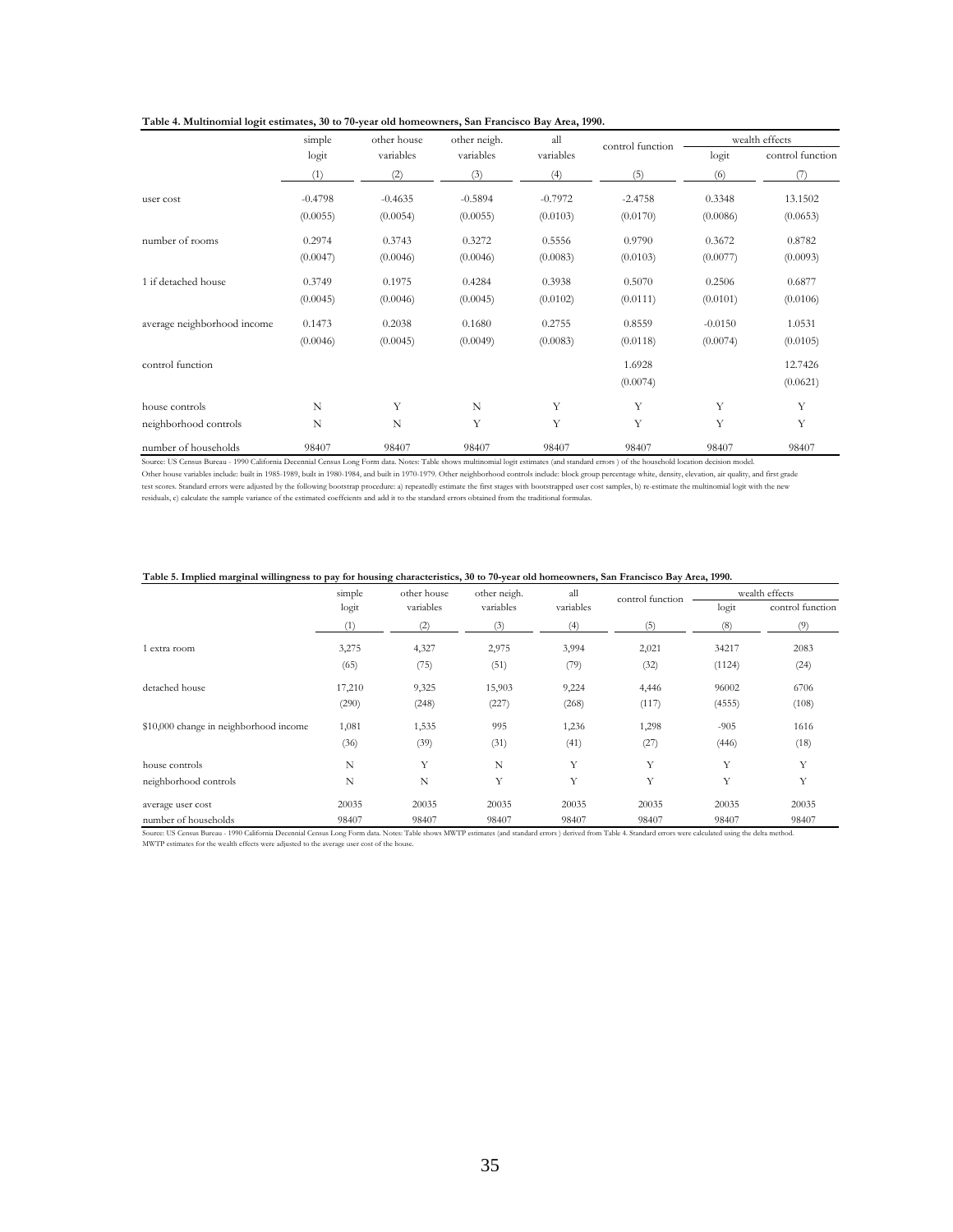**Table 4. Multinomial logit estimates, 30 to 70-year old homeowners, San Francisco Bay Area, 1990.**

| | simple logit | other house variables | other neigh. variables | all variables | control function | wealth effects | |
|---|---|---|---|---|---|---|---|
| | | | | | | logit | control function |
| | (1) | (2) | (3) | (4) | (5) | (6) | (7) |
| user cost | -0.4798 | -0.4635 | -0.5894 | -0.7972 | -2.4758 | 0.3348 | 13.1502 |
| | (0.0055) | (0.0054) | (0.0055) | (0.0103) | (0.0170) | (0.0086) | (0.0653) |
| number of rooms | 0.2974 | 0.3743 | 0.3272 | 0.5556 | 0.9790 | 0.3672 | 0.8782 |
| | (0.0047) | (0.0046) | (0.0046) | (0.0083) | (0.0103) | (0.0077) | (0.0093) |
| 1 if detached house | 0.3749 | 0.1975 | 0.4284 | 0.3938 | 0.5070 | 0.2506 | 0.6877 |
| | (0.0045) | (0.0046) | (0.0045) | (0.0102) | (0.0111) | (0.0101) | (0.0106) |
| average neighborhood income | 0.1473 | 0.2038 | 0.1680 | 0.2755 | 0.8559 | -0.0150 | 1.0531 |
| | (0.0046) | (0.0045) | (0.0049) | (0.0083) | (0.0118) | (0.0074) | (0.0105) |
| control function | | | | | 1.6928 | | 12.7426 |
| | | | | | (0.0074) | | (0.0621) |
| house controls | N | Y | N | Y | Y | Y | Y |
| neighborhood controls | N | N | Y | Y | Y | Y | Y |
| number of households | 98407 | 98407 | 98407 | 98407 | 98407 | 98407 | 98407 |

Source: US Census Bureau - 1990 California Decennial Census Long Form data. Notes: Table shows multinomial logit estimates (and standard errors ) of the household location decision model.
Other house variables include: built in 1985-1989, built in 1980-1984, and built in 1970-1979. Other neighborhood controls include: block group percentage white, density, elevation, air quality, and first grade test scores. Standard errors were adjusted by the following bootstrap procedure: a) repeatedly estimate the first stages with bootstrapped user cost samples, b) re-estimate the multinomial logit with the new residuals, c) calculate the sample variance of the estimated coeffcients and add it to the standard errors obtained from the traditional formulas.

**Table 5. Implied marginal willingness to pay for housing characteristics, 30 to 70-year old homeowners, San Francisco Bay Area, 1990.**

| | simple logit | other house variables | other neigh. variables | all variables | control function | wealth effects | |
|---|---|---|---|---|---|---|---|
| | | | | | | logit | control function |
| | (1) | (2) | (3) | (4) | (5) | (8) | (9) |
| 1 extra room | 3,275 | 4,327 | 2,975 | 3,994 | 2,021 | 34217 | 2083 |
| | (65) | (75) | (51) | (79) | (32) | (1124) | (24) |
| detached house | 17,210 | 9,325 | 15,903 | 9,224 | 4,446 | 96002 | 6706 |
| | (290) | (248) | (227) | (268) | (117) | (4555) | (108) |
| $10,000 change in neighborhood income | 1,081 | 1,535 | 995 | 1,236 | 1,298 | -905 | 1616 |
| | (36) | (39) | (31) | (41) | (27) | (446) | (18) |
| house controls | N | Y | N | Y | Y | Y | Y |
| neighborhood controls | N | N | Y | Y | Y | Y | Y |
| average user cost | 20035 | 20035 | 20035 | 20035 | 20035 | 20035 | 20035 |
| number of households | 98407 | 98407 | 98407 | 98407 | 98407 | 98407 | 98407 |

Source: US Census Bureau - 1990 California Decennial Census Long Form data. Notes: Table shows MWTP estimates (and standard errors ) derived from Table 4. Standard errors were calculated using the delta method.
MWTP estimates for the wealth effects were adjusted to the average user cost of the house.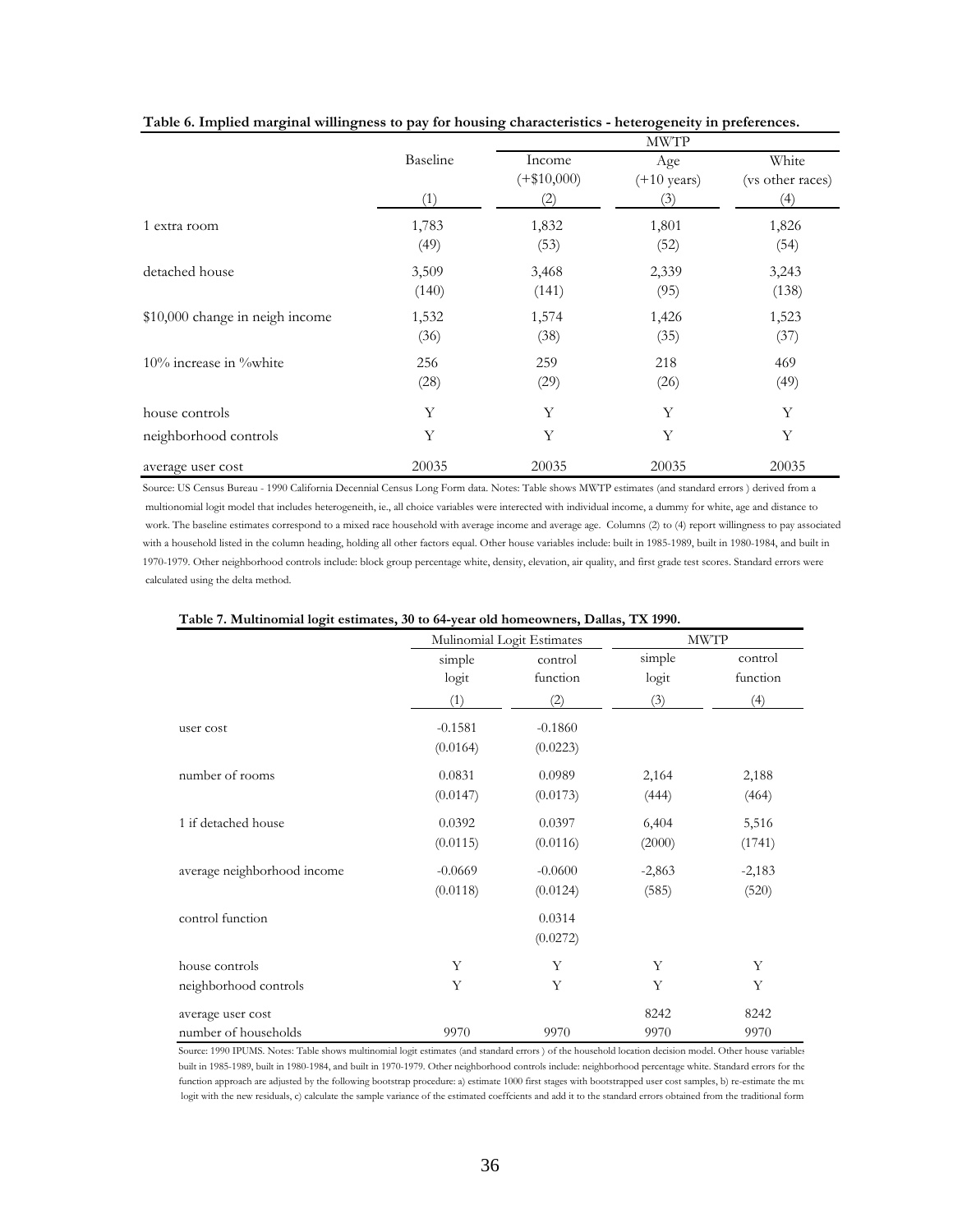**Table 6. Implied marginal willingness to pay for housing characteristics - heterogeneity in preferences.**

| | Baseline | MWTP | | |
|---|---|---|---|---|
| | | Income (+$10,000) | Age (+10 years) | White (vs other races) |
| | (1) | (2) | (3) | (4) |
| 1 extra room | 1,783 | 1,832 | 1,801 | 1,826 |
| | (49) | (53) | (52) | (54) |
| detached house | 3,509 | 3,468 | 2,339 | 3,243 |
| | (140) | (141) | (95) | (138) |
| $10,000 change in neigh income | 1,532 | 1,574 | 1,426 | 1,523 |
| | (36) | (38) | (35) | (37) |
| 10% increase in %white | 256 | 259 | 218 | 469 |
| | (28) | (29) | (26) | (49) |
| house controls | Y | Y | Y | Y |
| neighborhood controls | Y | Y | Y | Y |
| average user cost | 20035 | 20035 | 20035 | 20035 |

Source: US Census Bureau - 1990 California Decennial Census Long Form data. Notes: Table shows MWTP estimates (and standard errors ) derived from a multionomial logit model that includes heterogeneith, ie., all choice variables were intercted with individual income, a dummy for white, age and distance to work. The baseline estimates correspond to a mixed race household with average income and average age. Columns (2) to (4) report willingness to pay associated with a household listed in the column heading, holding all other factors equal. Other house variables include: built in 1985-1989, built in 1980-1984, and built in 1970-1979. Other neighborhood controls include: block group percentage white, density, elevation, air quality, and first grade test scores. Standard errors were calculated using the delta method.

**Table 7. Multinomial logit estimates, 30 to 64-year old homeowners, Dallas, TX 1990.**

| | Mulinomial Logit Estimates | | MWTP | |
|---|---|---|---|---|
| | simple logit | control function | simple logit | control function |
| | (1) | (2) | (3) | (4) |
| user cost | -0.1581 | -0.1860 | | |
| | (0.0164) | (0.0223) | | |
| number of rooms | 0.0831 | 0.0989 | 2,164 | 2,188 |
| | (0.0147) | (0.0173) | (444) | (464) |
| 1 if detached house | 0.0392 | 0.0397 | 6,404 | 5,516 |
| | (0.0115) | (0.0116) | (2000) | (1741) |
| average neighborhood income | -0.0669 | -0.0600 | -2,863 | -2,183 |
| | (0.0118) | (0.0124) | (585) | (520) |
| control function | | 0.0314 | | |
| | | (0.0272) | | |
| house controls | Y | Y | Y | Y |
| neighborhood controls | Y | Y | Y | Y |
| average user cost | | | 8242 | 8242 |
| number of households | 9970 | 9970 | 9970 | 9970 |

Source: 1990 IPUMS. Notes: Table shows multinomial logit estimates (and standard errors ) of the household location decision model. Other house variables built in 1985-1989, built in 1980-1984, and built in 1970-1979. Other neighborhood controls include: neighborhood percentage white. Standard errors for the function approach are adjusted by the following bootstrap procedure: a) estimate 1000 first stages with bootstrapped user cost samples, b) re-estimate the mu logit with the new residuals, c) calculate the sample variance of the estimated coeffcients and add it to the standard errors obtained from the traditional form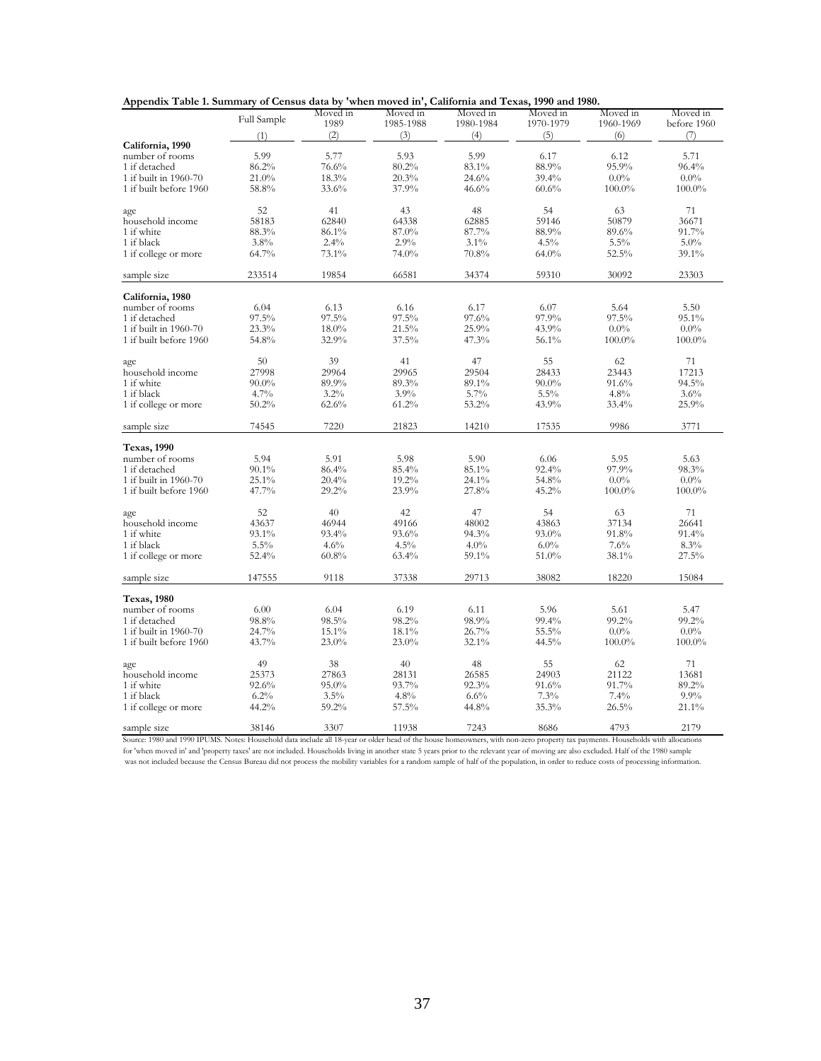**Appendix Table 1. Summary of Census data by 'when moved in', California and Texas, 1990 and 1980.**

| | Full Sample | Moved in 1989 | Moved in 1985-1988 | Moved in 1980-1984 | Moved in 1970-1979 | Moved in 1960-1969 | Moved in before 1960 |
|---|---|---|---|---|---|---|---|
| | (1) | (2) | (3) | (4) | (5) | (6) | (7) |
| **California, 1990** | | | | | | | |
| number of rooms | 5.99 | 5.77 | 5.93 | 5.99 | 6.17 | 6.12 | 5.71 |
| 1 if detached | 86.2% | 76.6% | 80.2% | 83.1% | 88.9% | 95.9% | 96.4% |
| 1 if built in 1960-70 | 21.0% | 18.3% | 20.3% | 24.6% | 39.4% | 0.0% | 0.0% |
| 1 if built before 1960 | 58.8% | 33.6% | 37.9% | 46.6% | 60.6% | 100.0% | 100.0% |
| age | 52 | 41 | 43 | 48 | 54 | 63 | 71 |
| household income | 58183 | 62840 | 64338 | 62885 | 59146 | 50879 | 36671 |
| 1 if white | 88.3% | 86.1% | 87.0% | 87.7% | 88.9% | 89.6% | 91.7% |
| 1 if black | 3.8% | 2.4% | 2.9% | 3.1% | 4.5% | 5.5% | 5.0% |
| 1 if college or more | 64.7% | 73.1% | 74.0% | 70.8% | 64.0% | 52.5% | 39.1% |
| sample size | 233514 | 19854 | 66581 | 34374 | 59310 | 30092 | 23303 |
| **California, 1980** | | | | | | | |
| number of rooms | 6.04 | 6.13 | 6.16 | 6.17 | 6.07 | 5.64 | 5.50 |
| 1 if detached | 97.5% | 97.5% | 97.5% | 97.6% | 97.9% | 97.5% | 95.1% |
| 1 if built in 1960-70 | 23.3% | 18.0% | 21.5% | 25.9% | 43.9% | 0.0% | 0.0% |
| 1 if built before 1960 | 54.8% | 32.9% | 37.5% | 47.3% | 56.1% | 100.0% | 100.0% |
| age | 50 | 39 | 41 | 47 | 55 | 62 | 71 |
| household income | 27998 | 29964 | 29965 | 29504 | 28433 | 23443 | 17213 |
| 1 if white | 90.0% | 89.9% | 89.3% | 89.1% | 90.0% | 91.6% | 94.5% |
| 1 if black | 4.7% | 3.2% | 3.9% | 5.7% | 5.5% | 4.8% | 3.6% |
| 1 if college or more | 50.2% | 62.6% | 61.2% | 53.2% | 43.9% | 33.4% | 25.9% |
| sample size | 74545 | 7220 | 21823 | 14210 | 17535 | 9986 | 3771 |
| **Texas, 1990** | | | | | | | |
| number of rooms | 5.94 | 5.91 | 5.98 | 5.90 | 6.06 | 5.95 | 5.63 |
| 1 if detached | 90.1% | 86.4% | 85.4% | 85.1% | 92.4% | 97.9% | 98.3% |
| 1 if built in 1960-70 | 25.1% | 20.4% | 19.2% | 24.1% | 54.8% | 0.0% | 0.0% |
| 1 if built before 1960 | 47.7% | 29.2% | 23.9% | 27.8% | 45.2% | 100.0% | 100.0% |
| age | 52 | 40 | 42 | 47 | 54 | 63 | 71 |
| household income | 43637 | 46944 | 49166 | 48002 | 43863 | 37134 | 26641 |
| 1 if white | 93.1% | 93.4% | 93.6% | 94.3% | 93.0% | 91.8% | 91.4% |
| 1 if black | 5.5% | 4.6% | 4.5% | 4.0% | 6.0% | 7.6% | 8.3% |
| 1 if college or more | 52.4% | 60.8% | 63.4% | 59.1% | 51.0% | 38.1% | 27.5% |
| sample size | 147555 | 9118 | 37338 | 29713 | 38082 | 18220 | 15084 |
| **Texas, 1980** | | | | | | | |
| number of rooms | 6.00 | 6.04 | 6.19 | 6.11 | 5.96 | 5.61 | 5.47 |
| 1 if detached | 98.8% | 98.5% | 98.2% | 98.9% | 99.4% | 99.2% | 99.2% |
| 1 if built in 1960-70 | 24.7% | 15.1% | 18.1% | 26.7% | 55.5% | 0.0% | 0.0% |
| 1 if built before 1960 | 43.7% | 23.0% | 23.0% | 32.1% | 44.5% | 100.0% | 100.0% |
| age | 49 | 38 | 40 | 48 | 55 | 62 | 71 |
| household income | 25373 | 27863 | 28131 | 26585 | 24903 | 21122 | 13681 |
| 1 if white | 92.6% | 95.0% | 93.7% | 92.3% | 91.6% | 91.7% | 89.2% |
| 1 if black | 6.2% | 3.5% | 4.8% | 6.6% | 7.3% | 7.4% | 9.9% |
| 1 if college or more | 44.2% | 59.2% | 57.5% | 44.8% | 35.3% | 26.5% | 21.1% |
| sample size | 38146 | 3307 | 11938 | 7243 | 8686 | 4793 | 2179 |

Source: 1980 and 1990 IPUMS. Notes: Household data include all 18-year or older head of the house homeowners, with non-zero property tax payments. Households with allocations for 'when moved in' and 'property taxes' are not included. Households living in another state 5 years prior to the relevant year of moving are also excluded. Half of the 1980 sample was not included because the Census Bureau did not process the mobility variables for a random sample of half of the population, in order to reduce costs of processing information.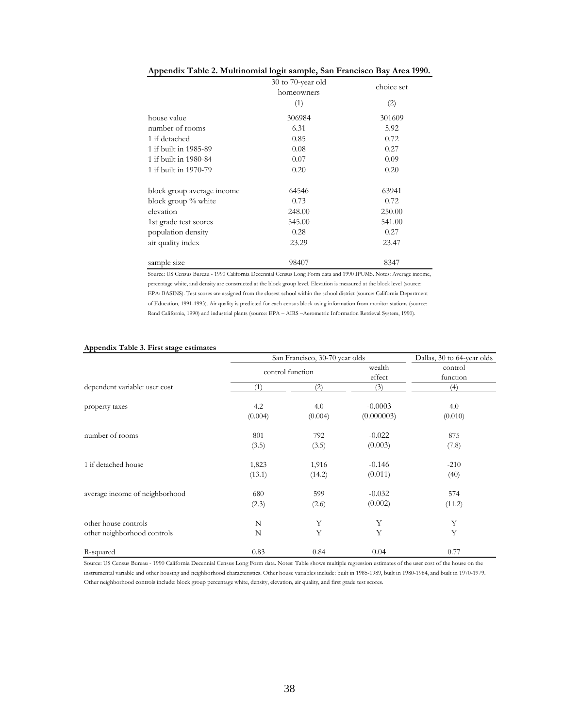**Appendix Table 2. Multinomial logit sample, San Francisco Bay Area 1990.**

| | 30 to 70-year old homeowners | choice set |
|---|---|---|
| | (1) | (2) |
| house value | 306984 | 301609 |
| number of rooms | 6.31 | 5.92 |
| 1 if detached | 0.85 | 0.72 |
| 1 if built in 1985-89 | 0.08 | 0.27 |
| 1 if built in 1980-84 | 0.07 | 0.09 |
| 1 if built in 1970-79 | 0.20 | 0.20 |
| block group average income | 64546 | 63941 |
| block group % white | 0.73 | 0.72 |
| elevation | 248.00 | 250.00 |
| 1st grade test scores | 545.00 | 541.00 |
| population density | 0.28 | 0.27 |
| air quality index | 23.29 | 23.47 |
| sample size | 98407 | 8347 |

Source: US Census Bureau - 1990 California Decennial Census Long Form data and 1990 IPUMS. Notes: Average income, percentage white, and density are constructed at the block group level. Elevation is measured at the block level (source: EPA: BASINS). Test scores are assigned from the closest school within the school district (source: California Department of Education, 1991-1993). Air quality is predicted for each census block using information from monitor stations (source: Rand California, 1990) and industrial plants (source: EPA – AIRS –Aerometric Information Retrieval System, 1990).

**Appendix Table 3. First stage estimates**

| | San Francisco, 30-70 year olds | | | Dallas, 30 to 64-year olds |
|---|---|---|---|---|
| | control function | | wealth effect | control function |
| dependent variable: user cost | (1) | (2) | (3) | (4) |
| property taxes | 4.2 | 4.0 | -0.0003 | 4.0 |
| | (0.004) | (0.004) | (0.000003) | (0.010) |
| number of rooms | 801 | 792 | -0.022 | 875 |
| | (3.5) | (3.5) | (0.003) | (7.8) |
| 1 if detached house | 1,823 | 1,916 | -0.146 | -210 |
| | (13.1) | (14.2) | (0.011) | (40) |
| average income of neighborhood | 680 | 599 | -0.032 | 574 |
| | (2.3) | (2.6) | (0.002) | (11.2) |
| other house controls | N | Y | Y | Y |
| other neighborhood controls | N | Y | Y | Y |
| R-squared | 0.83 | 0.84 | 0.04 | 0.77 |

Source: US Census Bureau - 1990 California Decennial Census Long Form data. Notes: Table shows multiple regression estimates of the user cost of the house on the instrumental variable and other housing and neighborhood characteristics. Other house variables include: built in 1985-1989, built in 1980-1984, and built in 1970-1979. Other neighborhood controls include: block group percentage white, density, elevation, air quality, and first grade test scores.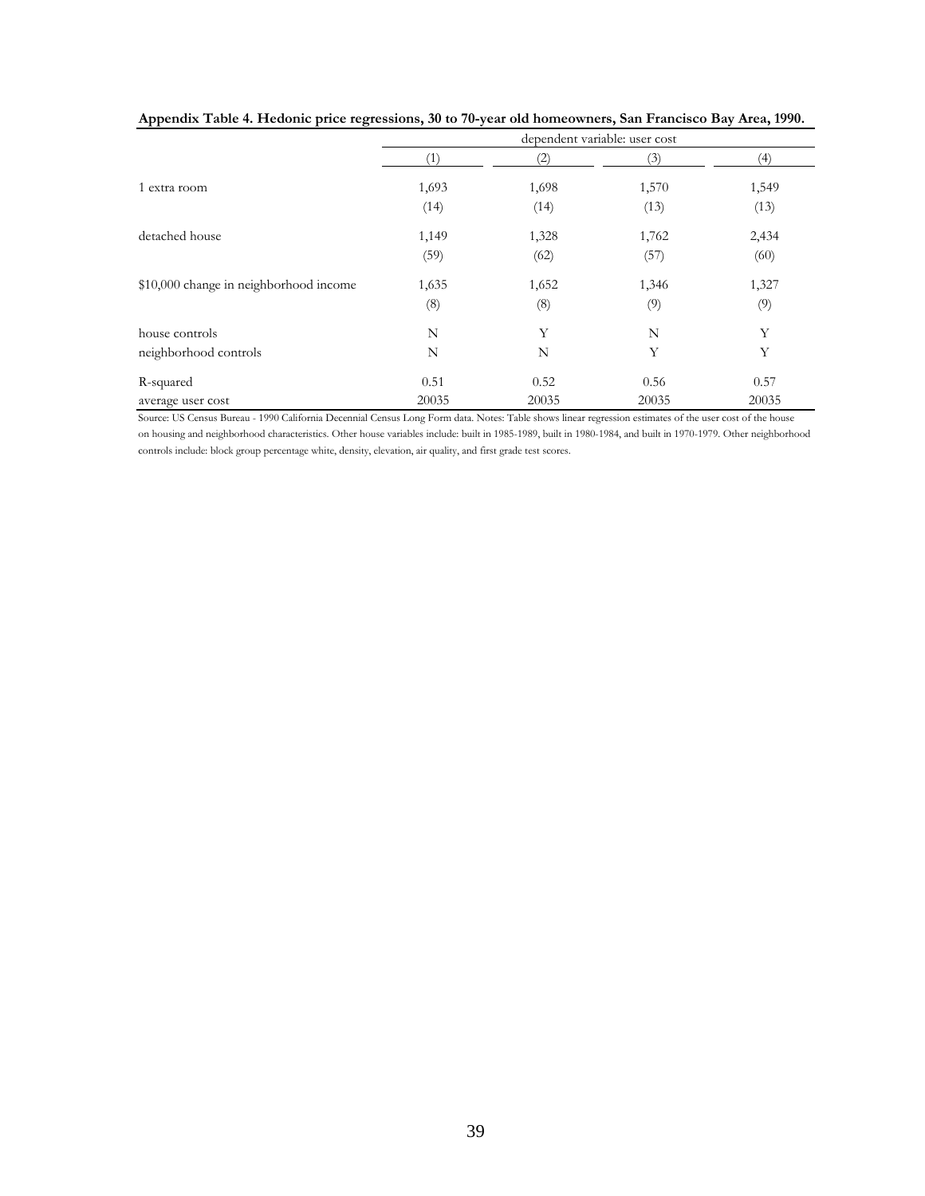**Appendix Table 4. Hedonic price regressions, 30 to 70-year old homeowners, San Francisco Bay Area, 1990.**

| | dependent variable: user cost | | | |
|---|---|---|---|---|
| | (1) | (2) | (3) | (4) |
| 1 extra room | 1,693 | 1,698 | 1,570 | 1,549 |
| | (14) | (14) | (13) | (13) |
| detached house | 1,149 | 1,328 | 1,762 | 2,434 |
| | (59) | (62) | (57) | (60) |
| $10,000 change in neighborhood income | 1,635 | 1,652 | 1,346 | 1,327 |
| | (8) | (8) | (9) | (9) |
| house controls | N | Y | N | Y |
| neighborhood controls | N | N | Y | Y |
| R-squared | 0.51 | 0.52 | 0.56 | 0.57 |
| average user cost | 20035 | 20035 | 20035 | 20035 |

Source: US Census Bureau - 1990 California Decennial Census Long Form data. Notes: Table shows linear regression estimates of the user cost of the house on housing and neighborhood characteristics. Other house variables include: built in 1985-1989, built in 1980-1984, and built in 1970-1979. Other neighborhood controls include: block group percentage white, density, elevation, air quality, and first grade test scores.